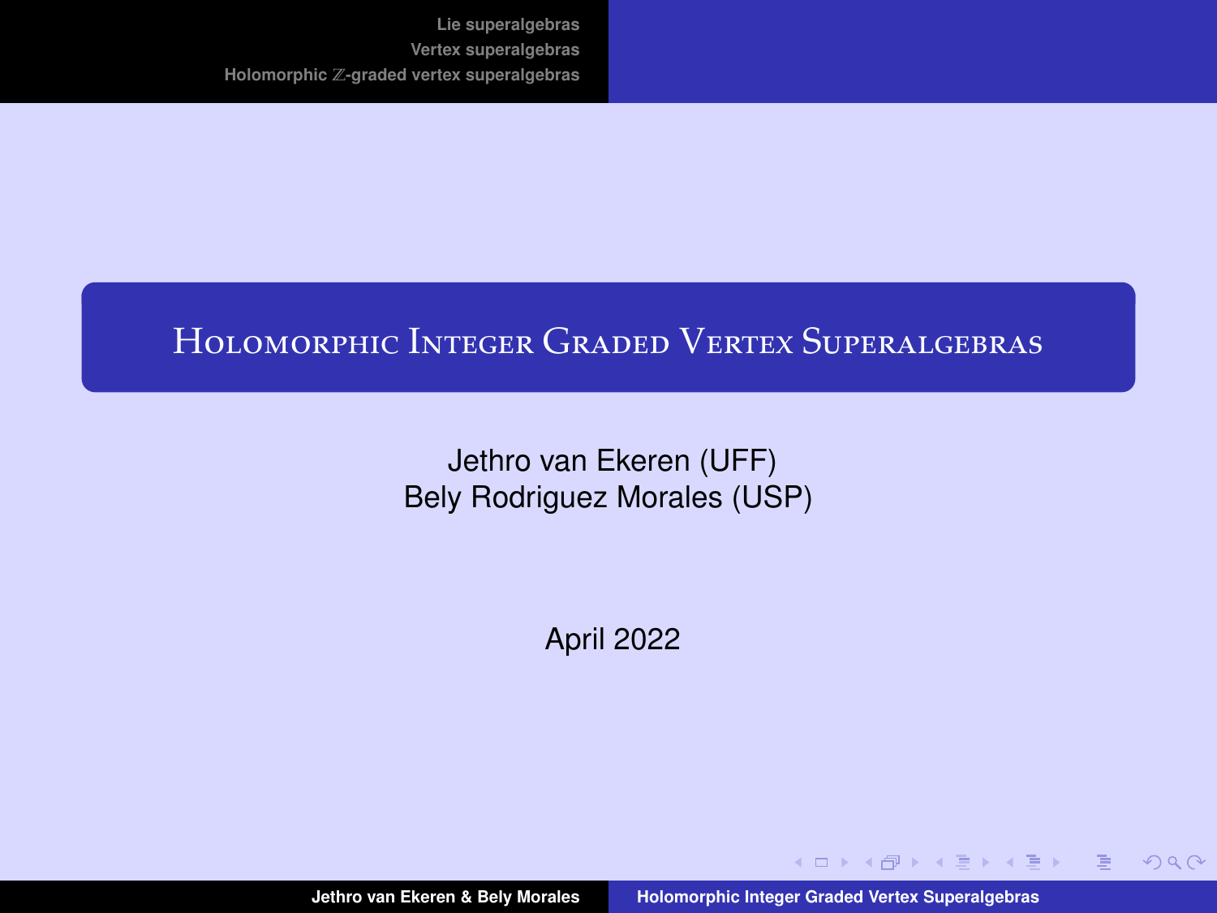# Holomorphic Integer Graded Vertex Superalgebras

Jethro van Ekeren (UFF)
Bely Rodriguez Morales (USP)

April 2022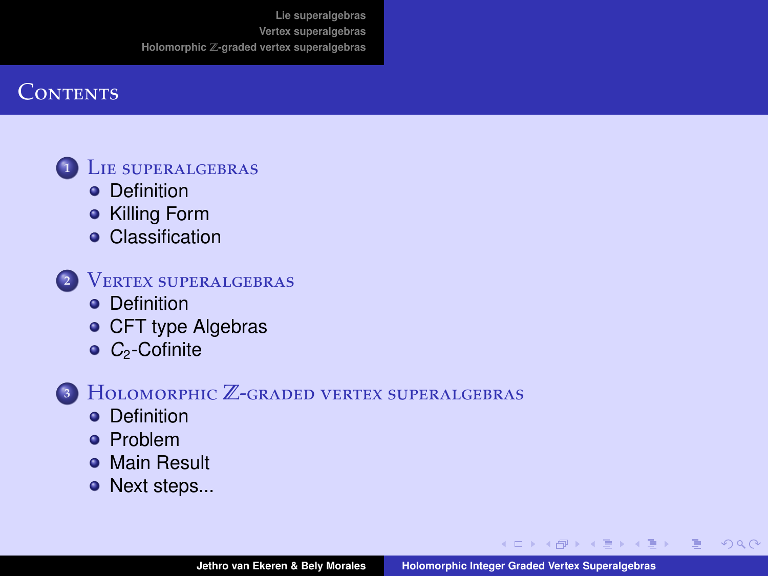# Contents

1. Lie superalgebras
   - Definition
   - Killing Form
   - Classification
2. Vertex superalgebras
   - Definition
   - CFT type Algebras
   - $C_2$-Cofinite
3. Holomorphic $\mathbb{Z}$-graded vertex superalgebras
   - Definition
   - Problem
   - Main Result
   - Next steps...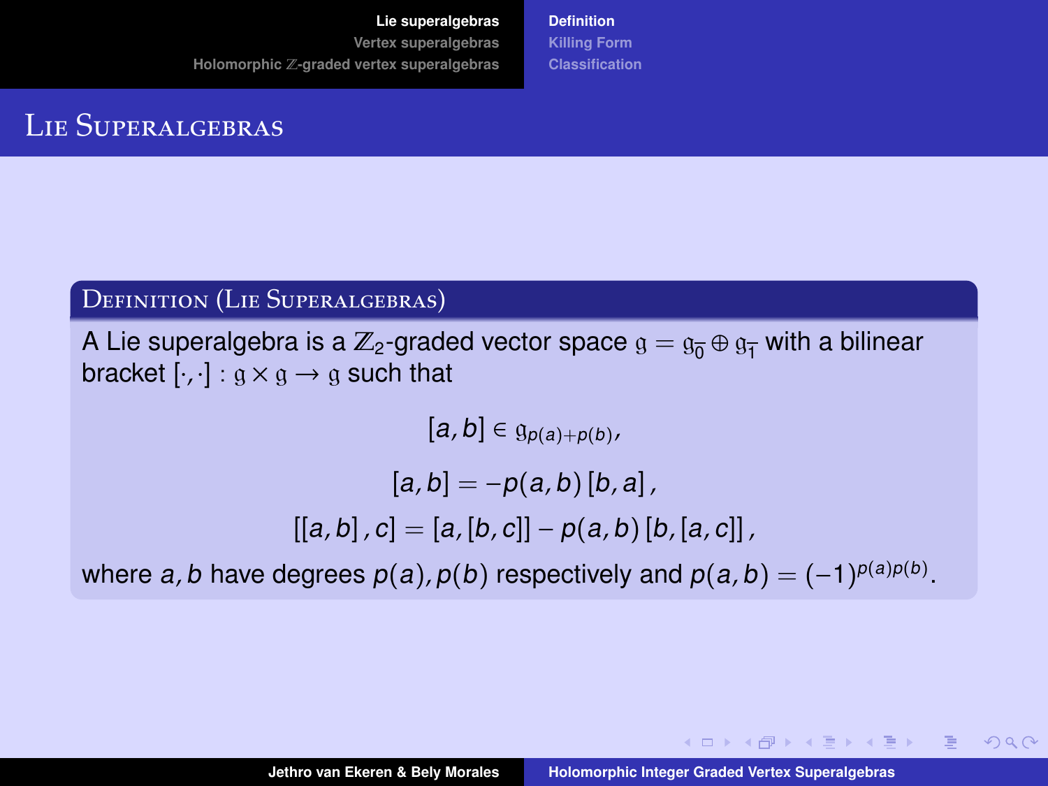## Lie Superalgebras

**Definition (Lie Superalgebras)**

A Lie superalgebra is a $\mathbb{Z}_2$-graded vector space $\mathfrak{g} = \mathfrak{g}_{\bar{0}} \oplus \mathfrak{g}_{\bar{1}}$ with a bilinear bracket $[\cdot,\cdot] : \mathfrak{g} \times \mathfrak{g} \to \mathfrak{g}$ such that

$$[a,b] \in \mathfrak{g}_{p(a)+p(b)},$$

$$[a,b] = -p(a,b)\,[b,a]\,,$$

$$[[a,b]\,,c] = [a,[b,c]] - p(a,b)\,[b,[a,c]]\,,$$

where $a, b$ have degrees $p(a), p(b)$ respectively and $p(a,b) = (-1)^{p(a)p(b)}$.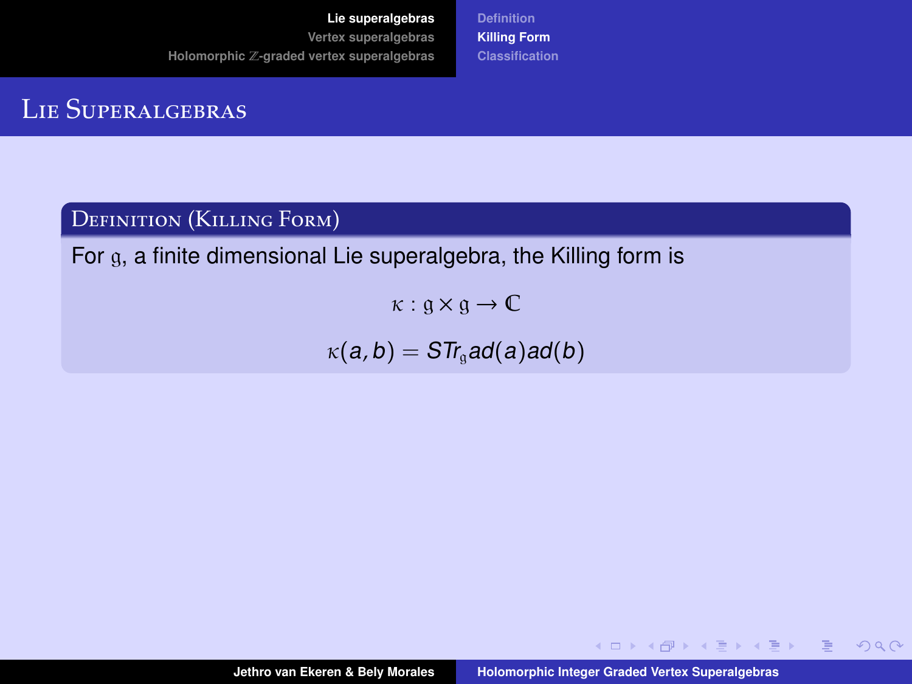# Lie Superalgebras

## Definition (Killing Form)

For $\mathfrak{g}$, a finite dimensional Lie superalgebra, the Killing form is

$$\kappa : \mathfrak{g} \times \mathfrak{g} \to \mathbb{C}$$

$$\kappa(a, b) = STr_{\mathfrak{g}} ad(a) ad(b)$$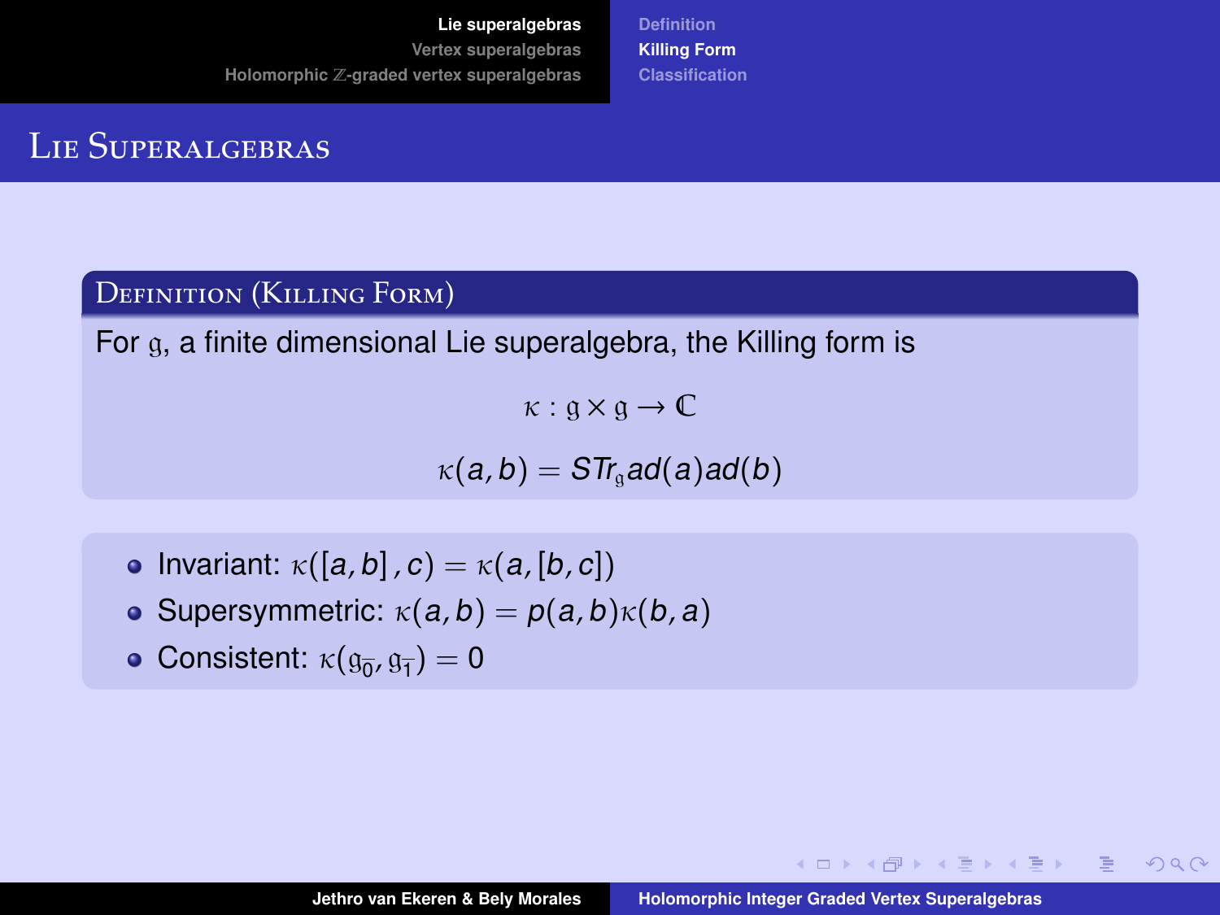# Lie Superalgebras

## Definition (Killing Form)

For $\mathfrak{g}$, a finite dimensional Lie superalgebra, the Killing form is

$$\kappa : \mathfrak{g} \times \mathfrak{g} \to \mathbb{C}$$

$$\kappa(a, b) = STr_{\mathfrak{g}} ad(a) ad(b)$$

- Invariant: $\kappa([a, b], c) = \kappa(a, [b, c])$
- Supersymmetric: $\kappa(a, b) = p(a, b)\kappa(b, a)$
- Consistent: $\kappa(\mathfrak{g}_{\bar{0}}, \mathfrak{g}_{\bar{1}}) = 0$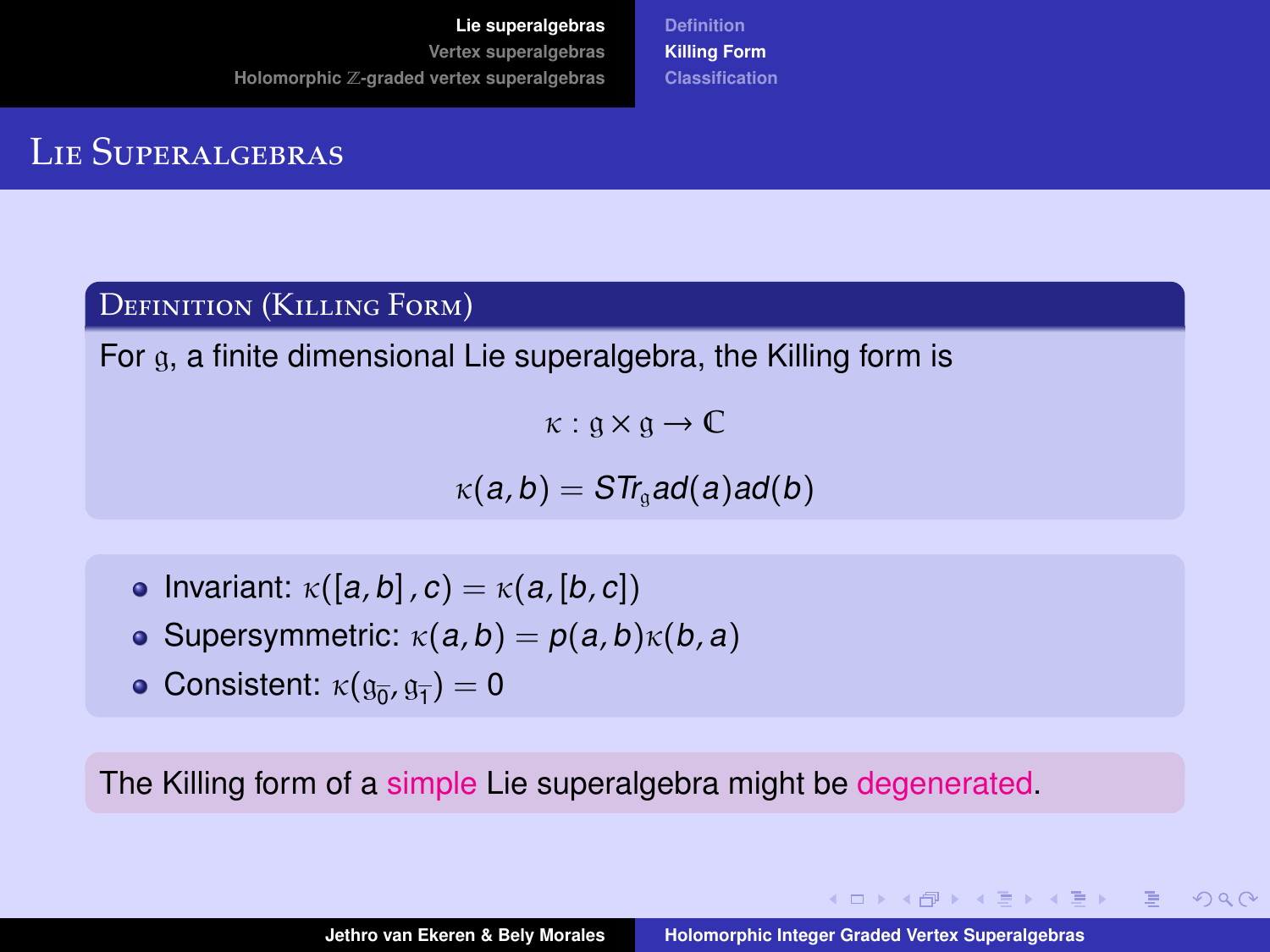## Lie Superalgebras

### Definition (Killing Form)

For $\mathfrak{g}$, a finite dimensional Lie superalgebra, the Killing form is

$$\kappa : \mathfrak{g} \times \mathfrak{g} \to \mathbb{C}$$

$$\kappa(a, b) = STr_{\mathfrak{g}} ad(a) ad(b)$$

- Invariant: $\kappa([a, b], c) = \kappa(a, [b, c])$
- Supersymmetric: $\kappa(a, b) = p(a, b)\kappa(b, a)$
- Consistent: $\kappa(\mathfrak{g}_{\bar{0}}, \mathfrak{g}_{\bar{1}}) = 0$

The Killing form of a simple Lie superalgebra might be degenerated.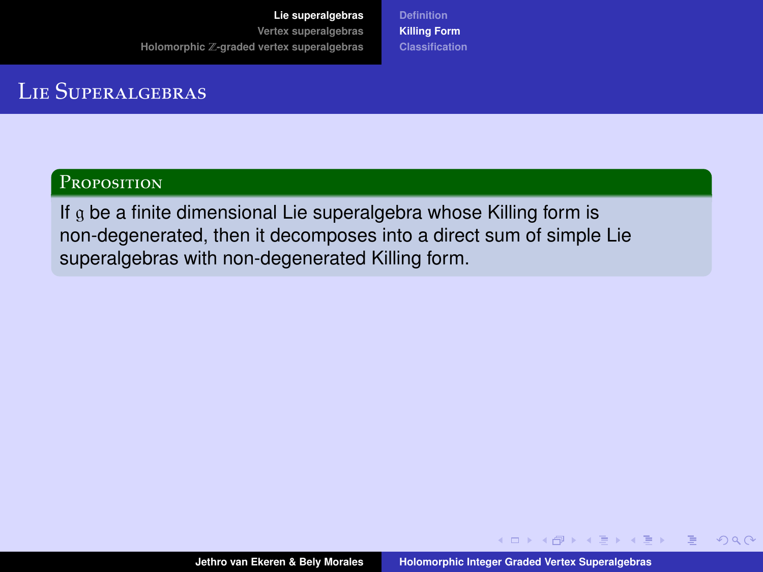# Lie Superalgebras

**Proposition**

If $\mathfrak{g}$ be a finite dimensional Lie superalgebra whose Killing form is non-degenerated, then it decomposes into a direct sum of simple Lie superalgebras with non-degenerated Killing form.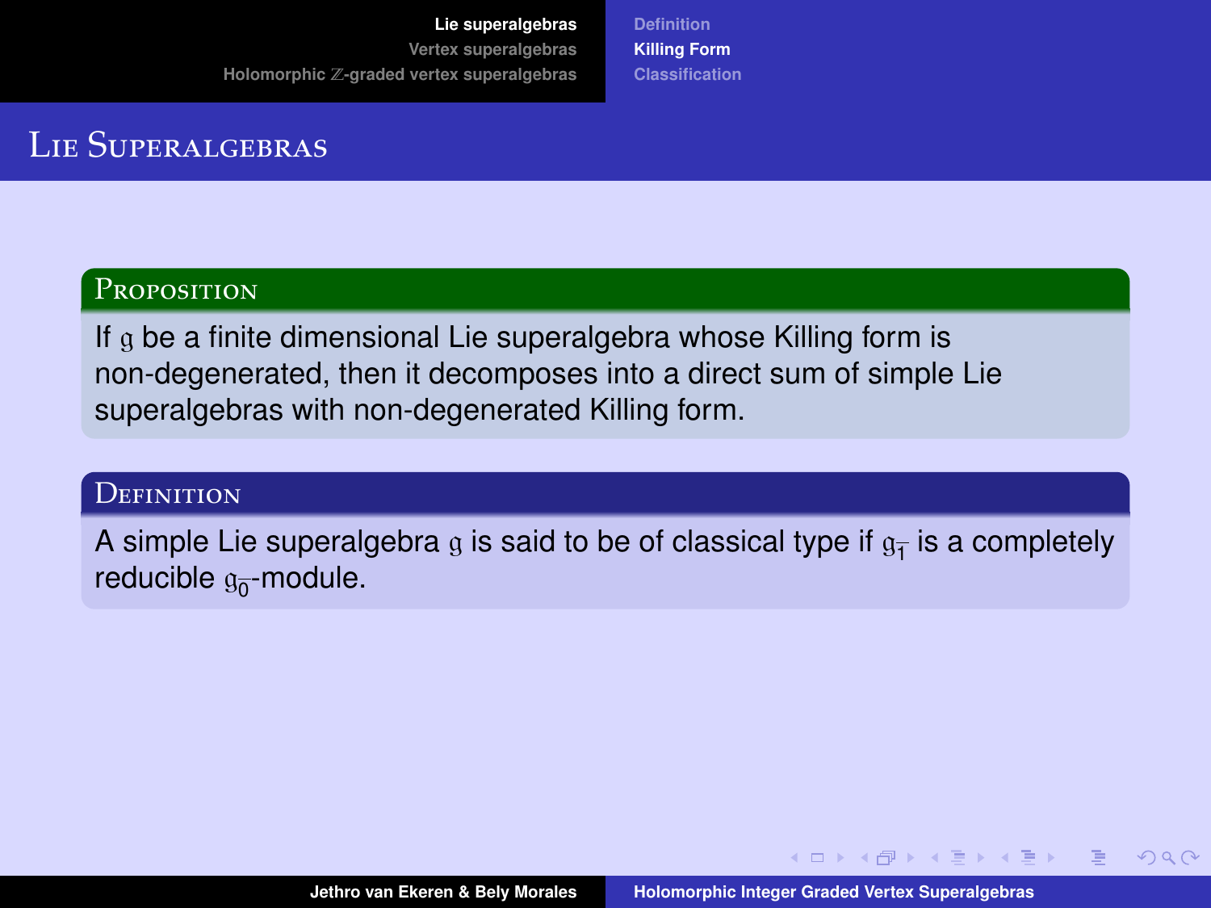# Lie Superalgebras

**Proposition**

If $\mathfrak{g}$ be a finite dimensional Lie superalgebra whose Killing form is non-degenerated, then it decomposes into a direct sum of simple Lie superalgebras with non-degenerated Killing form.

**Definition**

A simple Lie superalgebra $\mathfrak{g}$ is said to be of classical type if $\mathfrak{g}_{\bar{1}}$ is a completely reducible $\mathfrak{g}_{\bar{0}}$-module.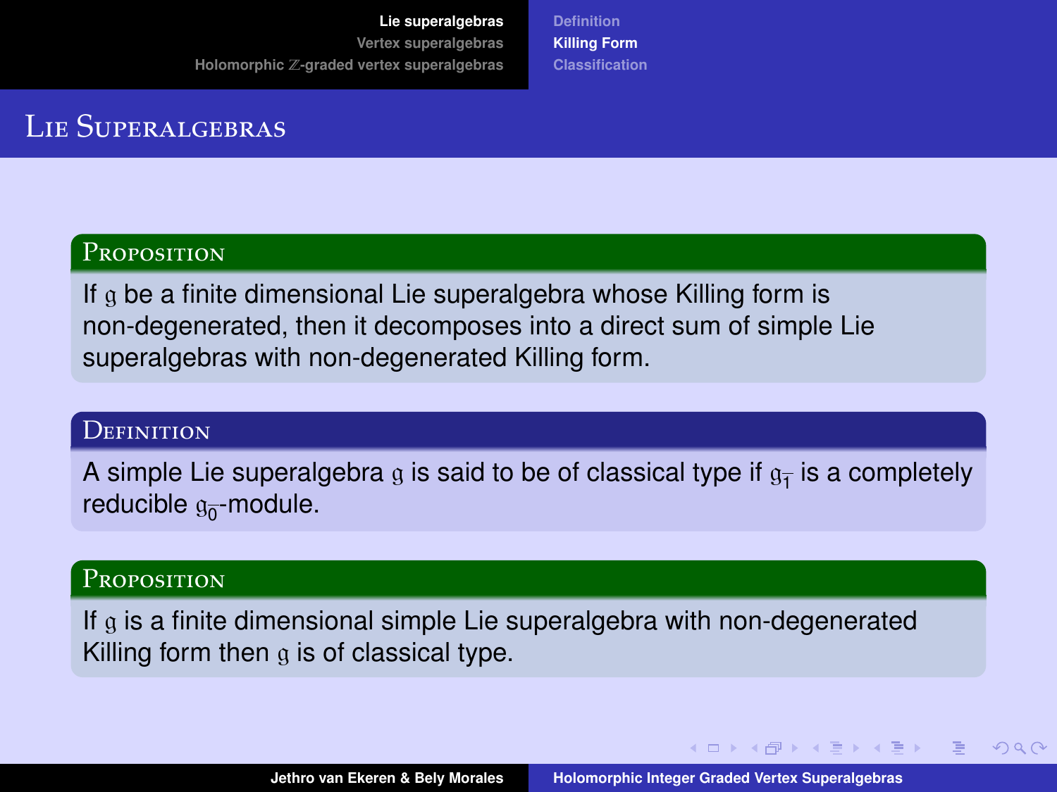# Lie Superalgebras

**Proposition**

If $\mathfrak{g}$ be a finite dimensional Lie superalgebra whose Killing form is non-degenerated, then it decomposes into a direct sum of simple Lie superalgebras with non-degenerated Killing form.

**Definition**

A simple Lie superalgebra $\mathfrak{g}$ is said to be of classical type if $\mathfrak{g}_{\bar{1}}$ is a completely reducible $\mathfrak{g}_{\bar{0}}$-module.

**Proposition**

If $\mathfrak{g}$ is a finite dimensional simple Lie superalgebra with non-degenerated Killing form then $\mathfrak{g}$ is of classical type.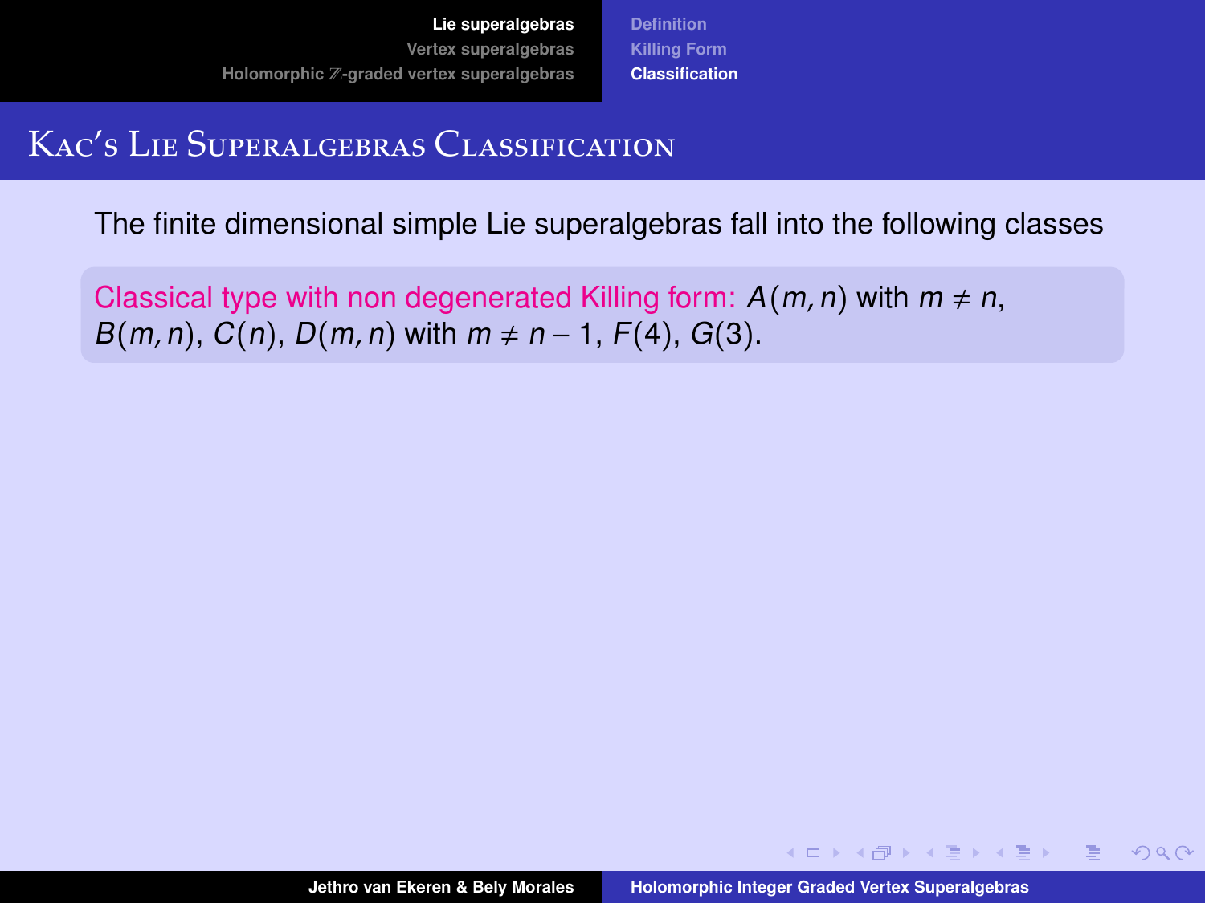# Kac's Lie Superalgebras Classification

The finite dimensional simple Lie superalgebras fall into the following classes

Classical type with non degenerated Killing form: $A(m, n)$ with $m \neq n$, $B(m, n)$, $C(n)$, $D(m, n)$ with $m \neq n - 1$, $F(4)$, $G(3)$.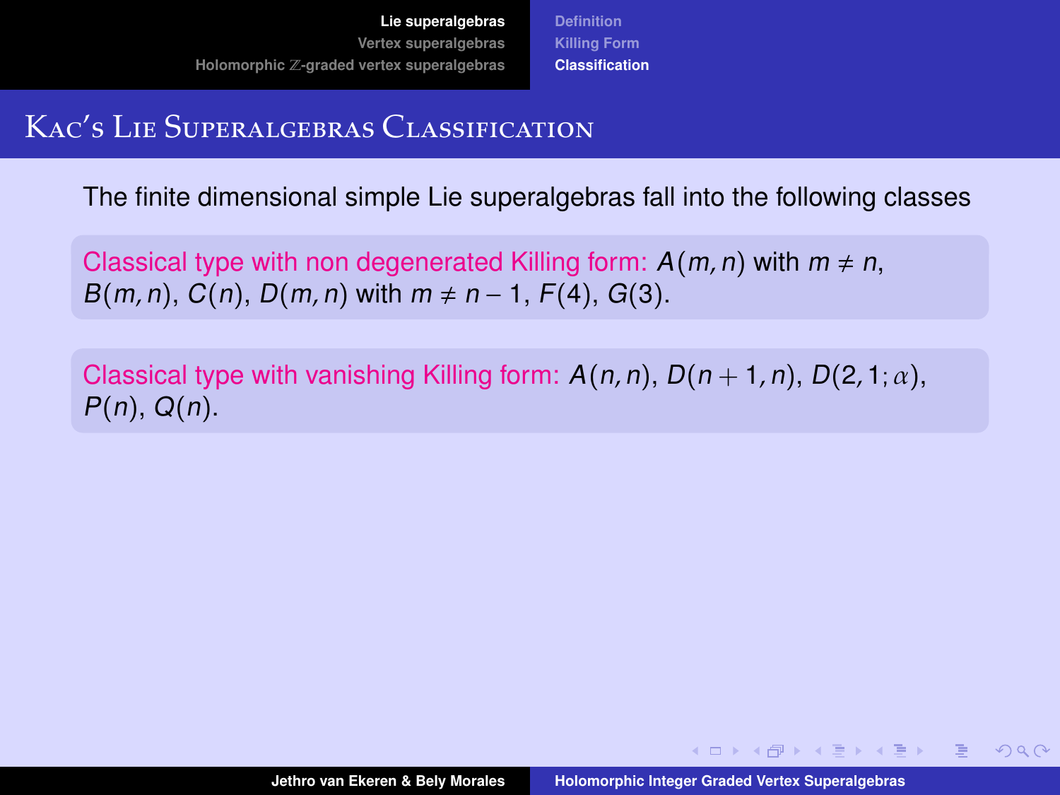# Kac's Lie Superalgebras Classification

The finite dimensional simple Lie superalgebras fall into the following classes

**Classical type with non degenerated Killing form:** $A(m,n)$ with $m \neq n$, $B(m,n)$, $C(n)$, $D(m,n)$ with $m \neq n-1$, $F(4)$, $G(3)$.

**Classical type with vanishing Killing form:** $A(n,n)$, $D(n+1,n)$, $D(2,1;\alpha)$, $P(n)$, $Q(n)$.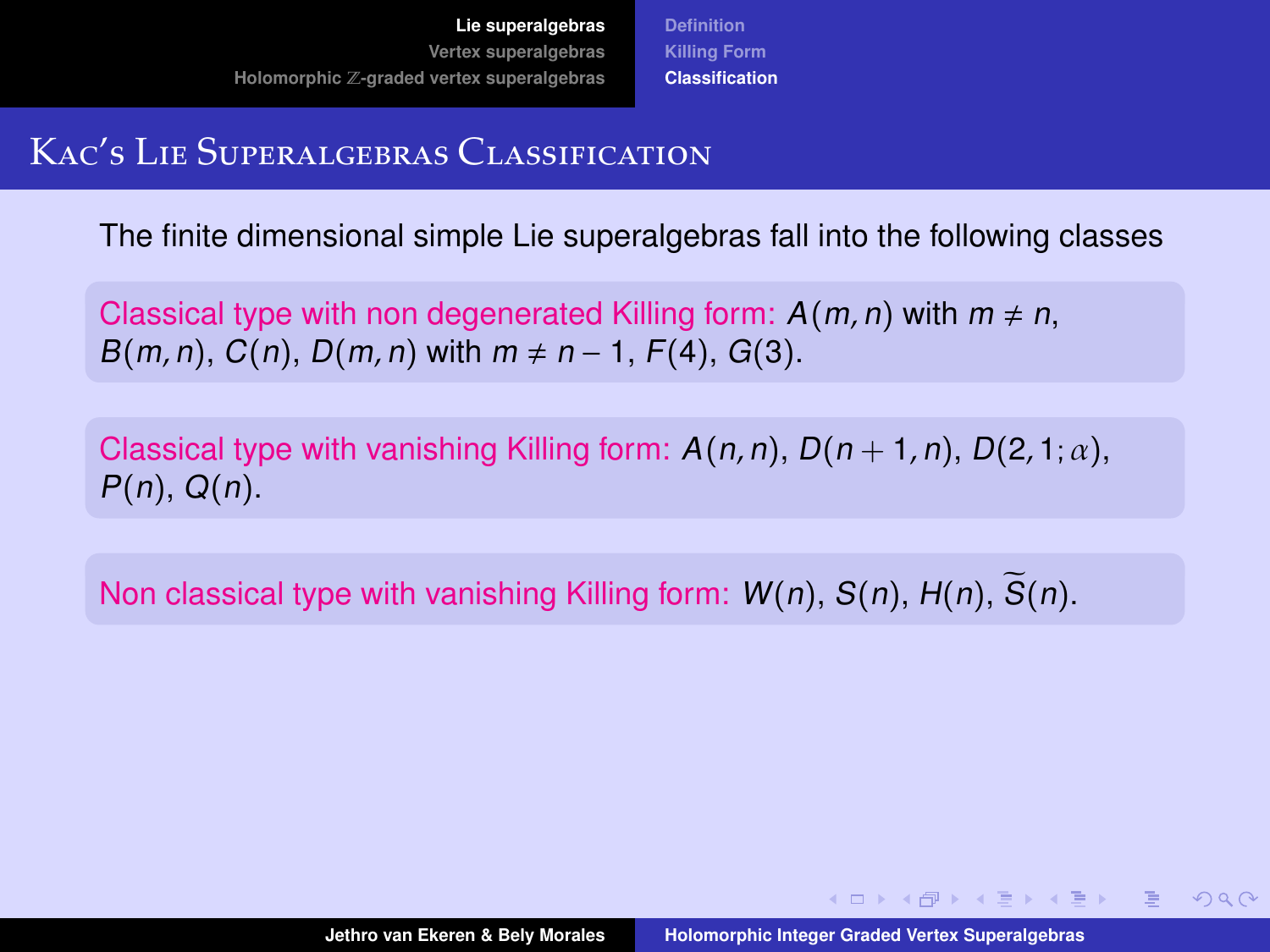# Kac's Lie Superalgebras Classification

The finite dimensional simple Lie superalgebras fall into the following classes

**Classical type with non degenerated Killing form:** $A(m,n)$ with $m \neq n$, $B(m,n)$, $C(n)$, $D(m,n)$ with $m \neq n-1$, $F(4)$, $G(3)$.

**Classical type with vanishing Killing form:** $A(n,n)$, $D(n+1,n)$, $D(2,1;\alpha)$, $P(n)$, $Q(n)$.

**Non classical type with vanishing Killing form:** $W(n)$, $S(n)$, $H(n)$, $\widetilde{S}(n)$.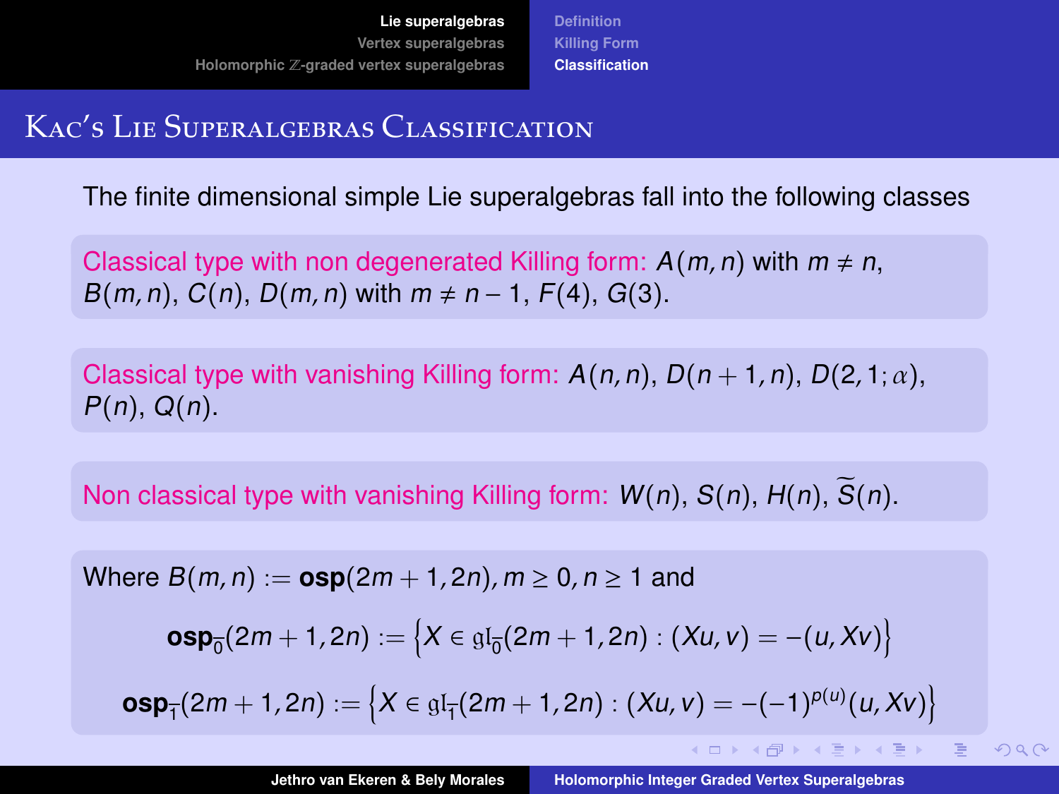# Kac's Lie Superalgebras Classification

The finite dimensional simple Lie superalgebras fall into the following classes

Classical type with non degenerated Killing form: $A(m,n)$ with $m \neq n$, $B(m,n)$, $C(n)$, $D(m,n)$ with $m \neq n-1$, $F(4)$, $G(3)$.

Classical type with vanishing Killing form: $A(n,n)$, $D(n+1,n)$, $D(2,1;\alpha)$, $P(n)$, $Q(n)$.

Non classical type with vanishing Killing form: $W(n)$, $S(n)$, $H(n)$, $\widetilde{S}(n)$.

Where $B(m,n) := \mathbf{osp}(2m+1,2n), m \geq 0, n \geq 1$ and

$$\mathbf{osp}_{\bar{0}}(2m+1,2n) := \left\{X \in \mathfrak{gl}_{\bar{0}}(2m+1,2n) : (Xu,v) = -(u,Xv)\right\}$$

$$\mathbf{osp}_{\bar{1}}(2m+1,2n) := \left\{X \in \mathfrak{gl}_{\bar{1}}(2m+1,2n) : (Xu,v) = -(-1)^{p(u)}(u,Xv)\right\}$$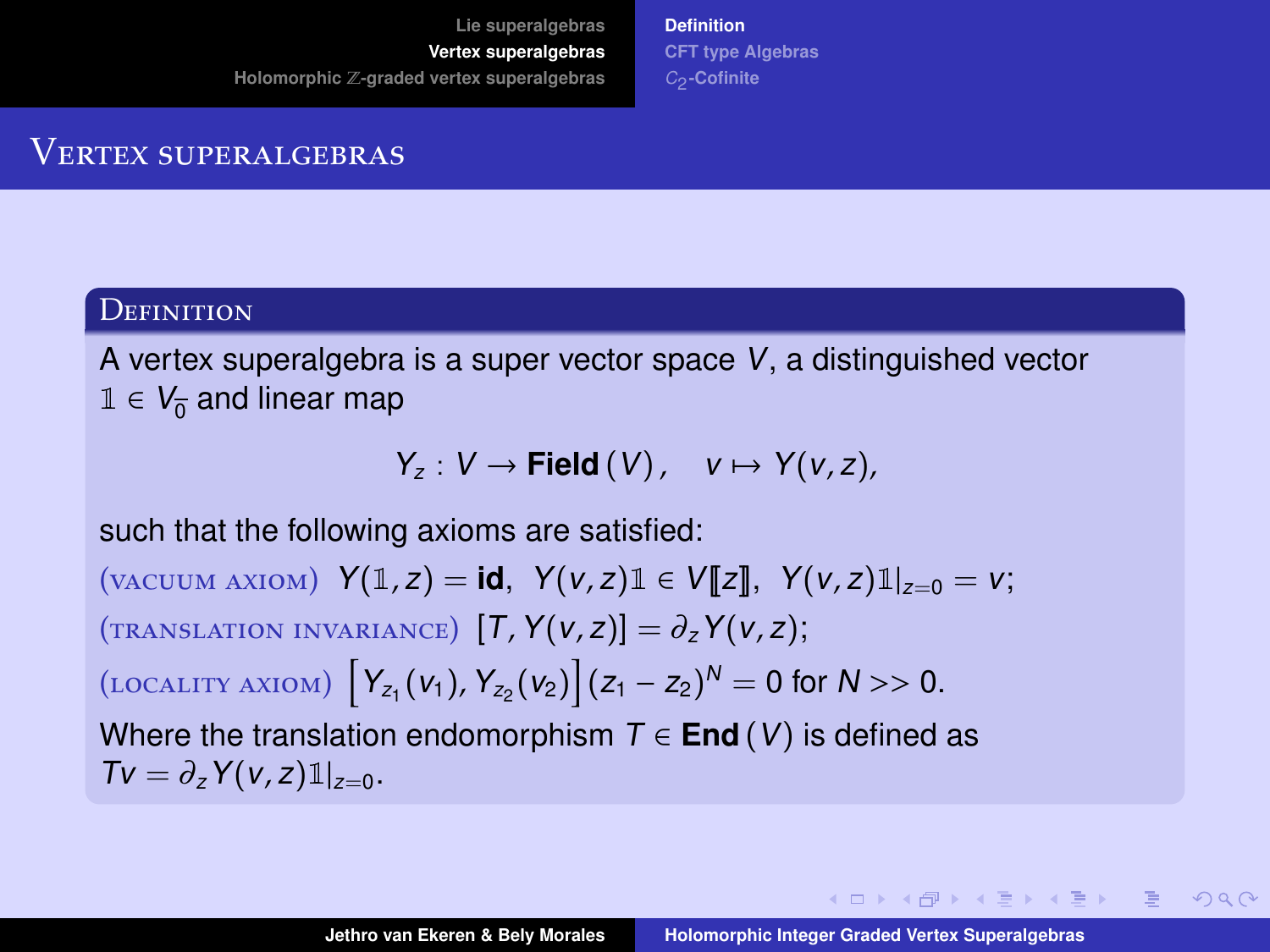# Vertex superalgebras

**Definition**

A vertex superalgebra is a super vector space $V$, a distinguished vector $\mathbb{1} \in V_{\bar{0}}$ and linear map

$$Y_z : V \to \mathbf{Field}\,(V)\,, \quad v \mapsto Y(v,z),$$

such that the following axioms are satisfied:

(vacuum axiom) $Y(\mathbb{1}, z) = \mathbf{id}$, $Y(v,z)\mathbb{1} \in V[\![z]\!]$, $Y(v,z)\mathbb{1}|_{z=0} = v$;

(translation invariance) $[T, Y(v,z)] = \partial_z Y(v,z)$;

(locality axiom) $\left[Y_{z_1}(v_1), Y_{z_2}(v_2)\right](z_1 - z_2)^N = 0$ for $N >> 0$.

Where the translation endomorphism $T \in \mathbf{End}\,(V)$ is defined as $Tv = \partial_z Y(v,z)\mathbb{1}|_{z=0}$.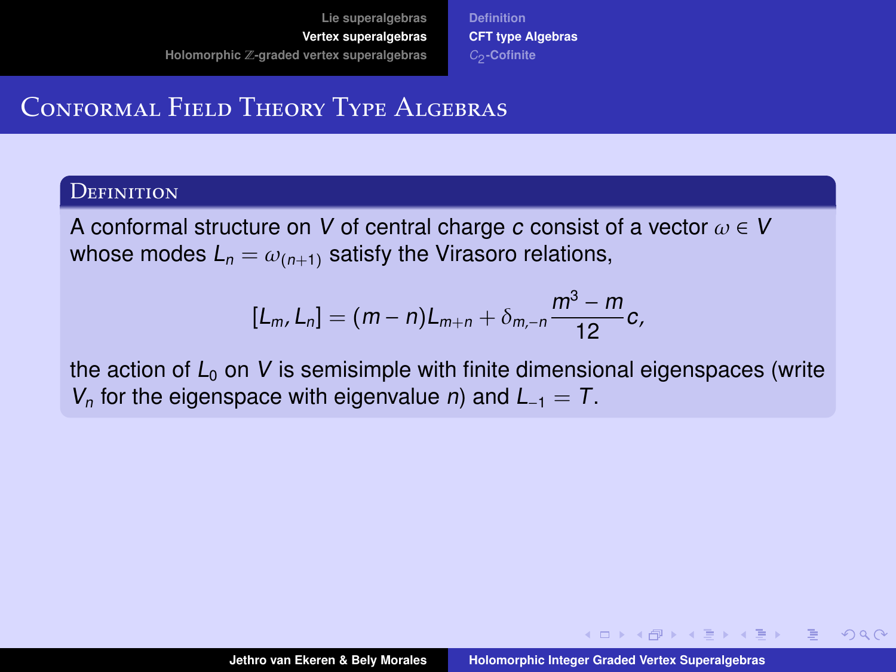# Conformal Field Theory Type Algebras

**Definition**

A conformal structure on $V$ of central charge $c$ consist of a vector $\omega \in V$ whose modes $L_n = \omega_{(n+1)}$ satisfy the Virasoro relations,

$$[L_m, L_n] = (m - n)L_{m+n} + \delta_{m,-n} \frac{m^3 - m}{12} c,$$

the action of $L_0$ on $V$ is semisimple with finite dimensional eigenspaces (write $V_n$ for the eigenspace with eigenvalue $n$) and $L_{-1} = T$.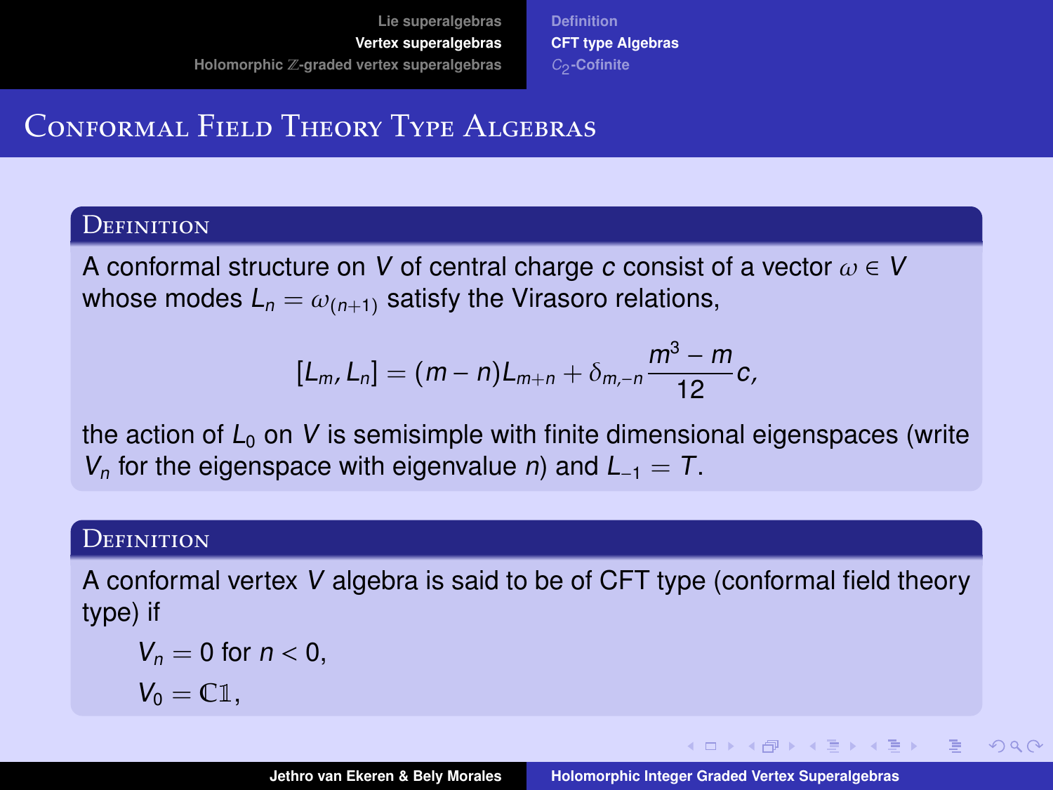# Conformal Field Theory Type Algebras

### Definition

A conformal structure on $V$ of central charge $c$ consist of a vector $\omega \in V$ whose modes $L_n = \omega_{(n+1)}$ satisfy the Virasoro relations,

$$[L_m, L_n] = (m-n)L_{m+n} + \delta_{m,-n}\frac{m^3 - m}{12}c,$$

the action of $L_0$ on $V$ is semisimple with finite dimensional eigenspaces (write $V_n$ for the eigenspace with eigenvalue $n$) and $L_{-1} = T$.

### Definition

A conformal vertex $V$ algebra is said to be of CFT type (conformal field theory type) if

$V_n = 0$ for $n < 0$,

$V_0 = \mathbb{C}\mathbb{1}$,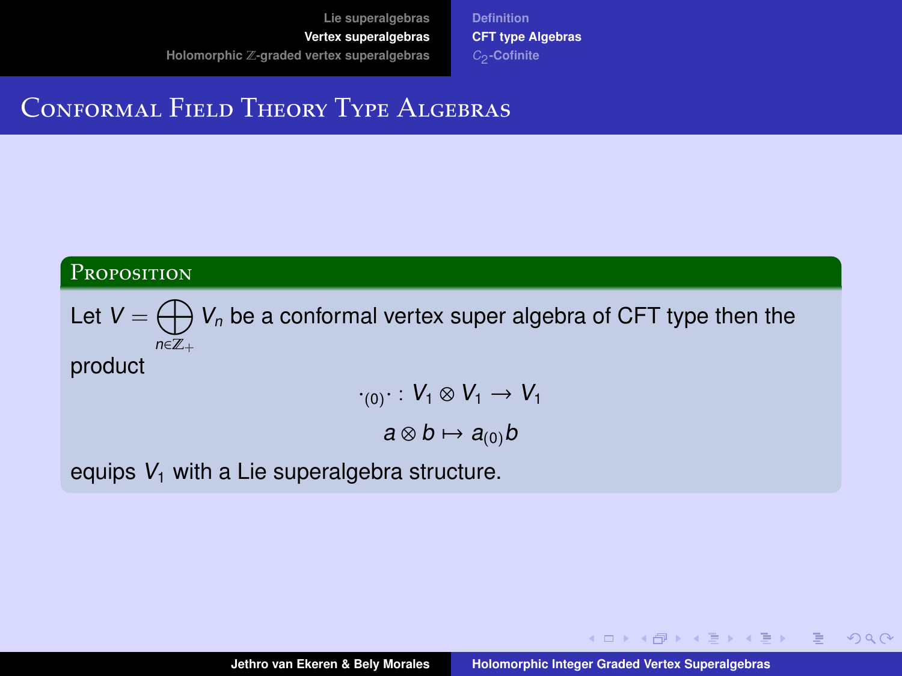# Conformal Field Theory Type Algebras

**Proposition**

Let $V = \bigoplus_{n \in \mathbb{Z}_+} V_n$ be a conformal vertex super algebra of CFT type then the product

$$\cdot_{(0)} \cdot : V_1 \otimes V_1 \to V_1$$

$$a \otimes b \mapsto a_{(0)} b$$

equips $V_1$ with a Lie superalgebra structure.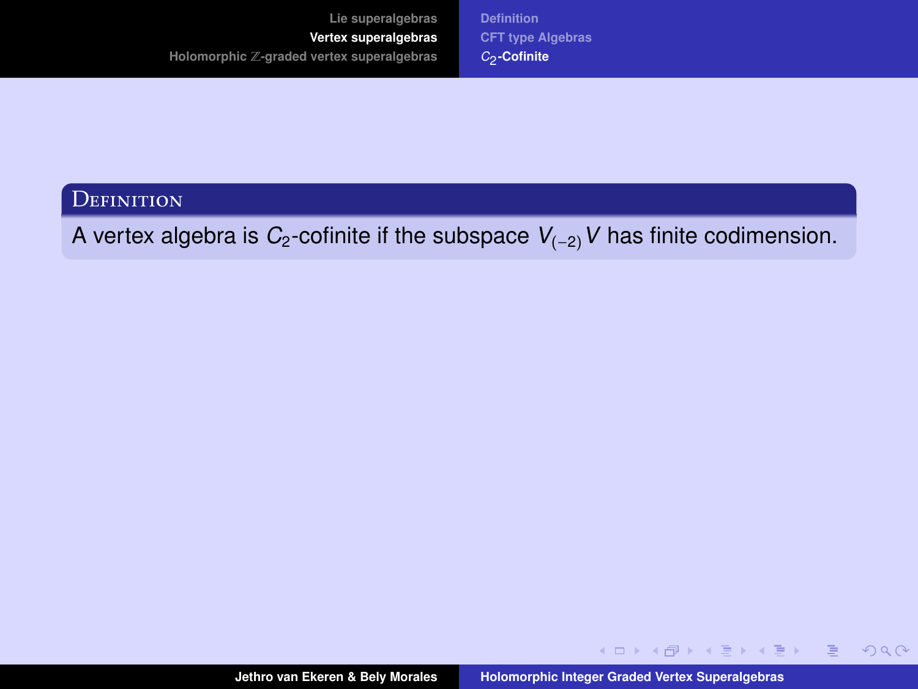**Definition**

A vertex algebra is $C_2$-cofinite if the subspace $V_{(-2)}V$ has finite codimension.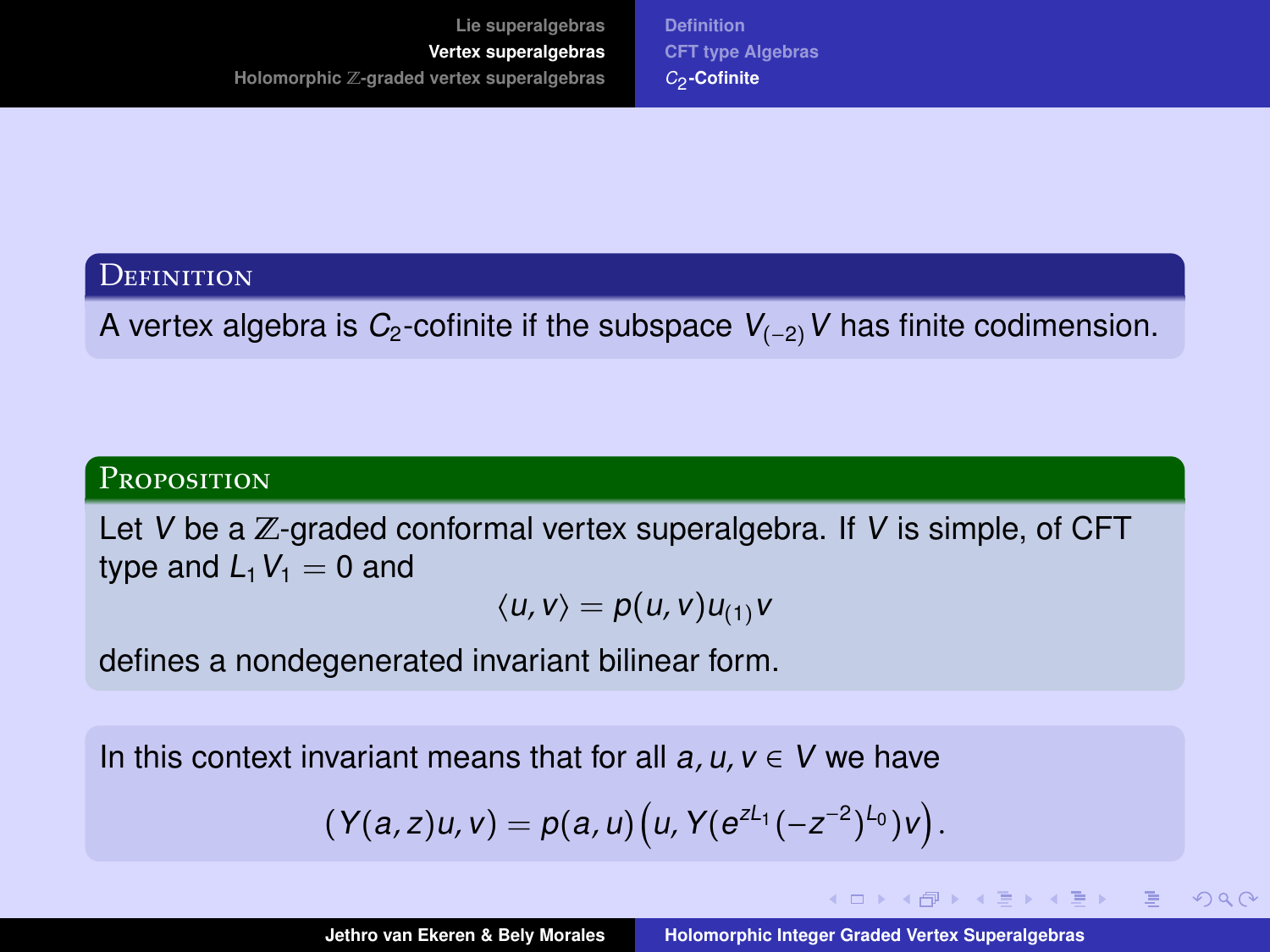**Definition**

A vertex algebra is $C_2$-cofinite if the subspace $V_{(-2)}V$ has finite codimension.

**Proposition**

Let $V$ be a $\mathbb{Z}$-graded conformal vertex superalgebra. If $V$ is simple, of CFT type and $L_1 V_1 = 0$ and

$$\langle u, v \rangle = p(u, v) u_{(1)} v$$

defines a nondegenerated invariant bilinear form.

In this context invariant means that for all $a, u, v \in V$ we have

$$(Y(a, z)u, v) = p(a, u)\Big(u, Y(e^{zL_1}(-z^{-2})^{L_0})v\Big).$$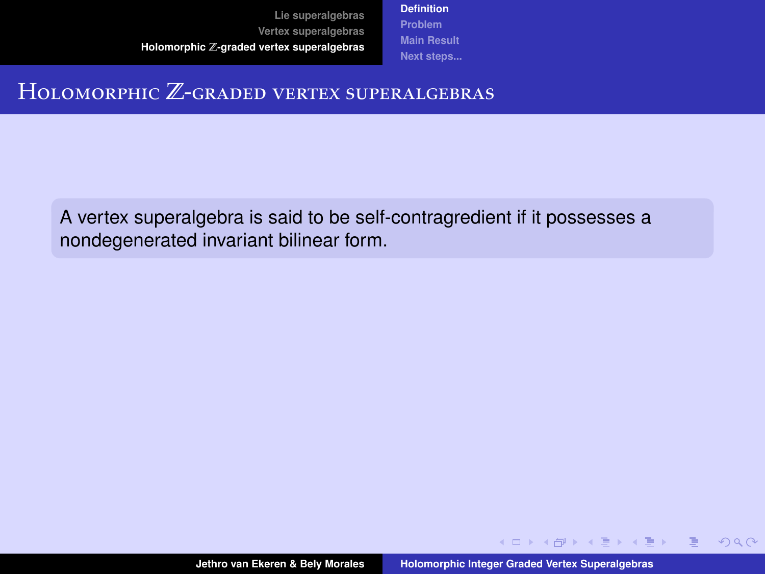# Holomorphic $\mathbb{Z}$-graded vertex superalgebras

A vertex superalgebra is said to be self-contragredient if it possesses a nondegenerated invariant bilinear form.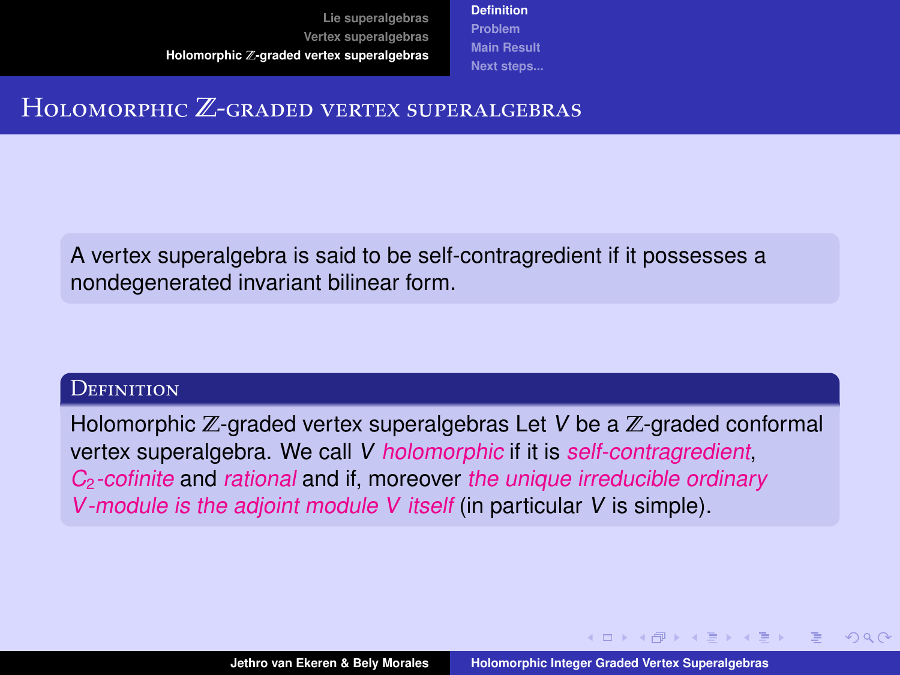# Holomorphic $\mathbb{Z}$-graded vertex superalgebras

A vertex superalgebra is said to be self-contragredient if it possesses a nondegenerated invariant bilinear form.

### Definition

Holomorphic $\mathbb{Z}$-graded vertex superalgebras Let $V$ be a $\mathbb{Z}$-graded conformal vertex superalgebra. We call $V$ *holomorphic* if it is *self-contragredient*, *$C_2$-cofinite* and *rational* and if, moreover *the unique irreducible ordinary $V$-module is the adjoint module $V$ itself* (in particular $V$ is simple).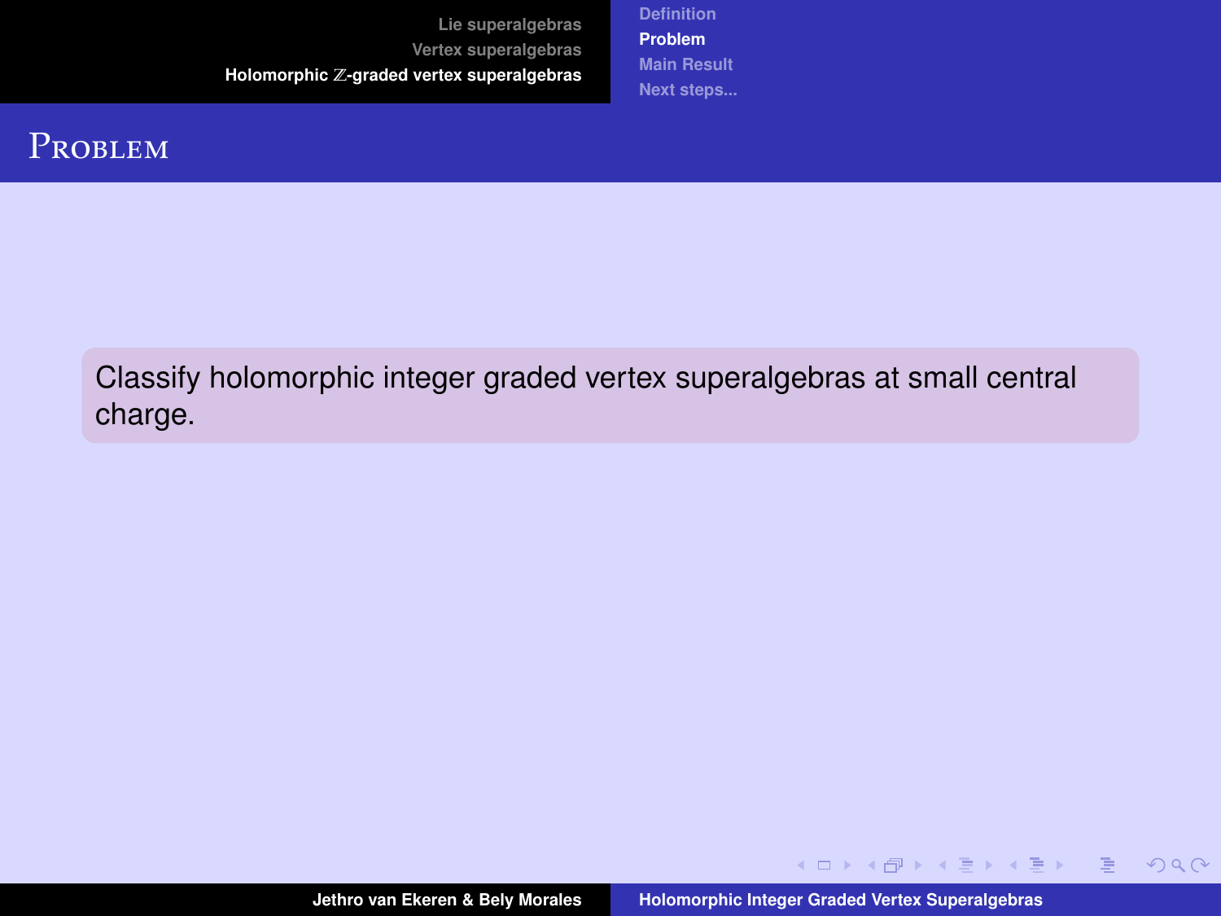# Problem

Classify holomorphic integer graded vertex superalgebras at small central charge.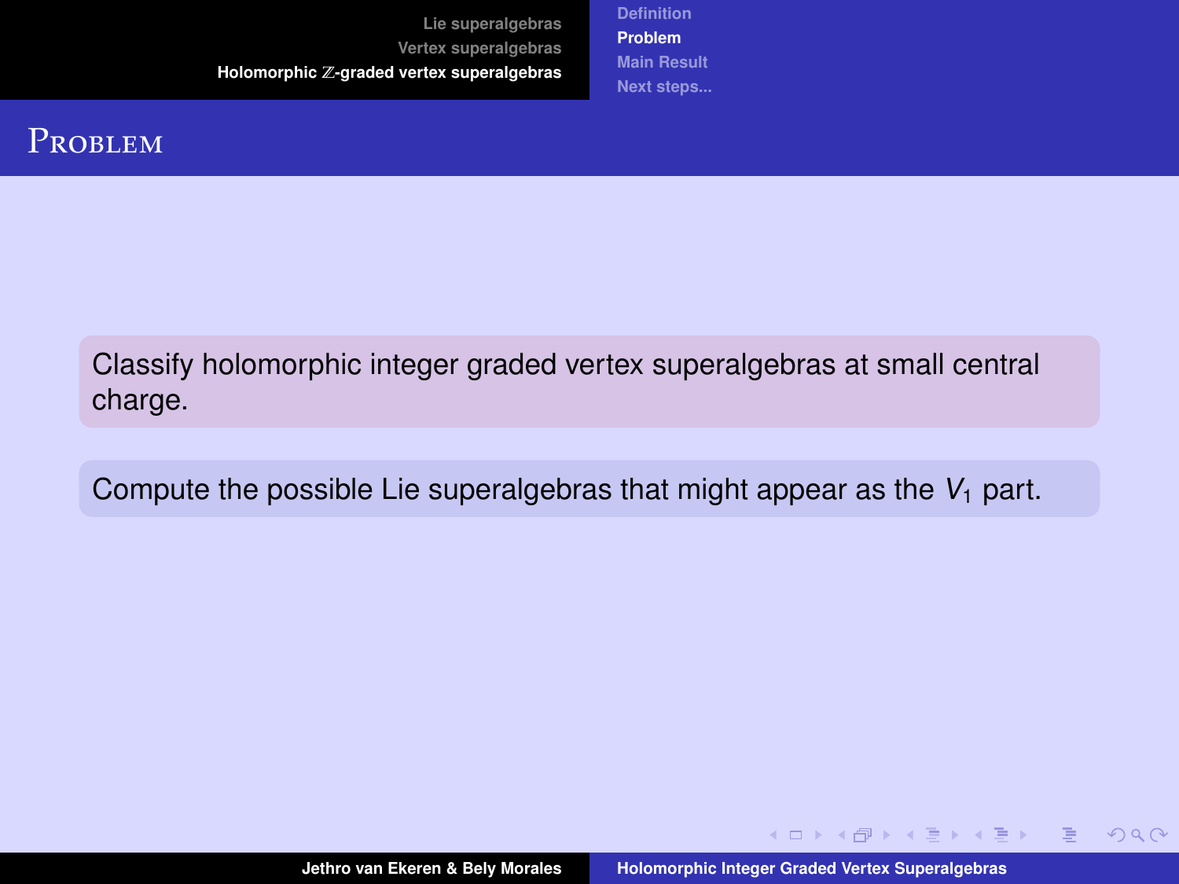# Problem

Classify holomorphic integer graded vertex superalgebras at small central charge.

Compute the possible Lie superalgebras that might appear as the $V_1$ part.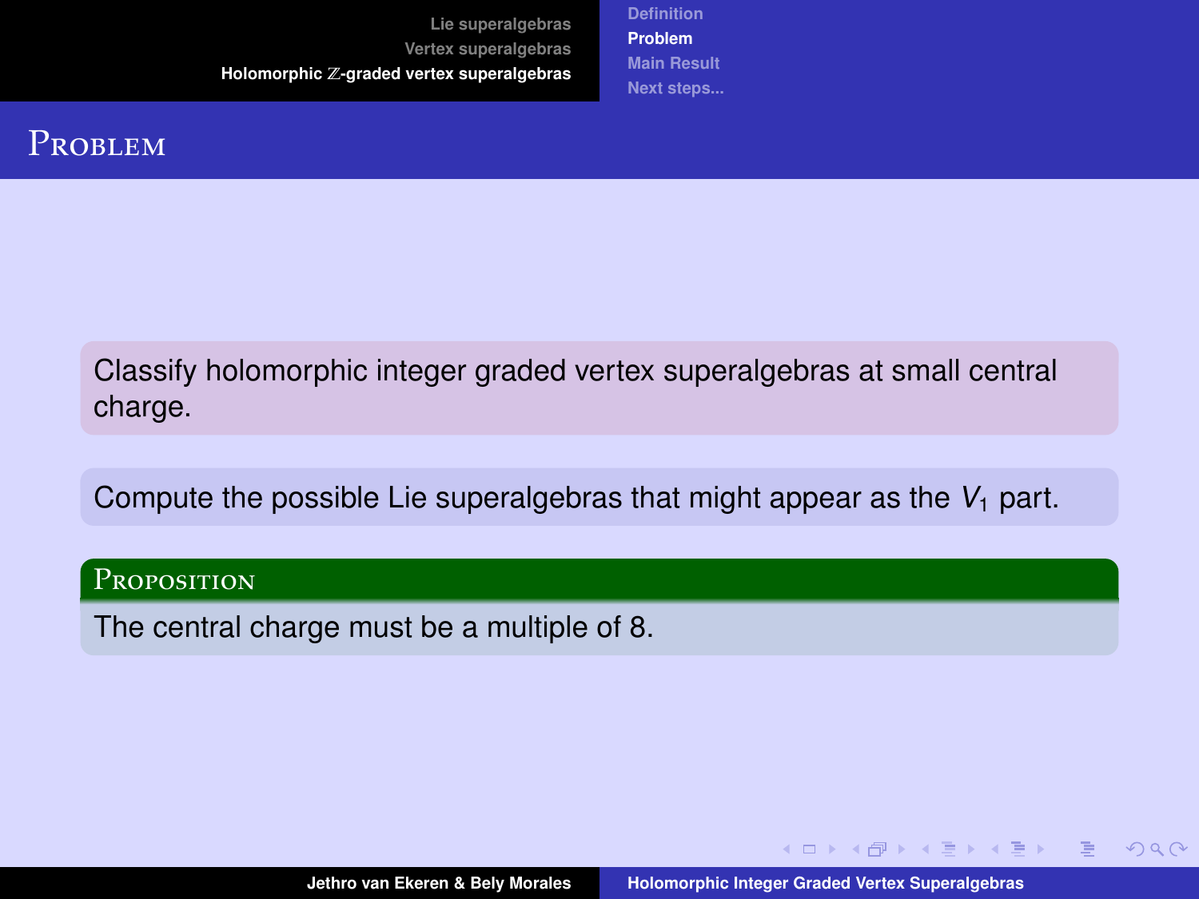# Problem

Classify holomorphic integer graded vertex superalgebras at small central charge.

Compute the possible Lie superalgebras that might appear as the $V_1$ part.

**Proposition**

The central charge must be a multiple of 8.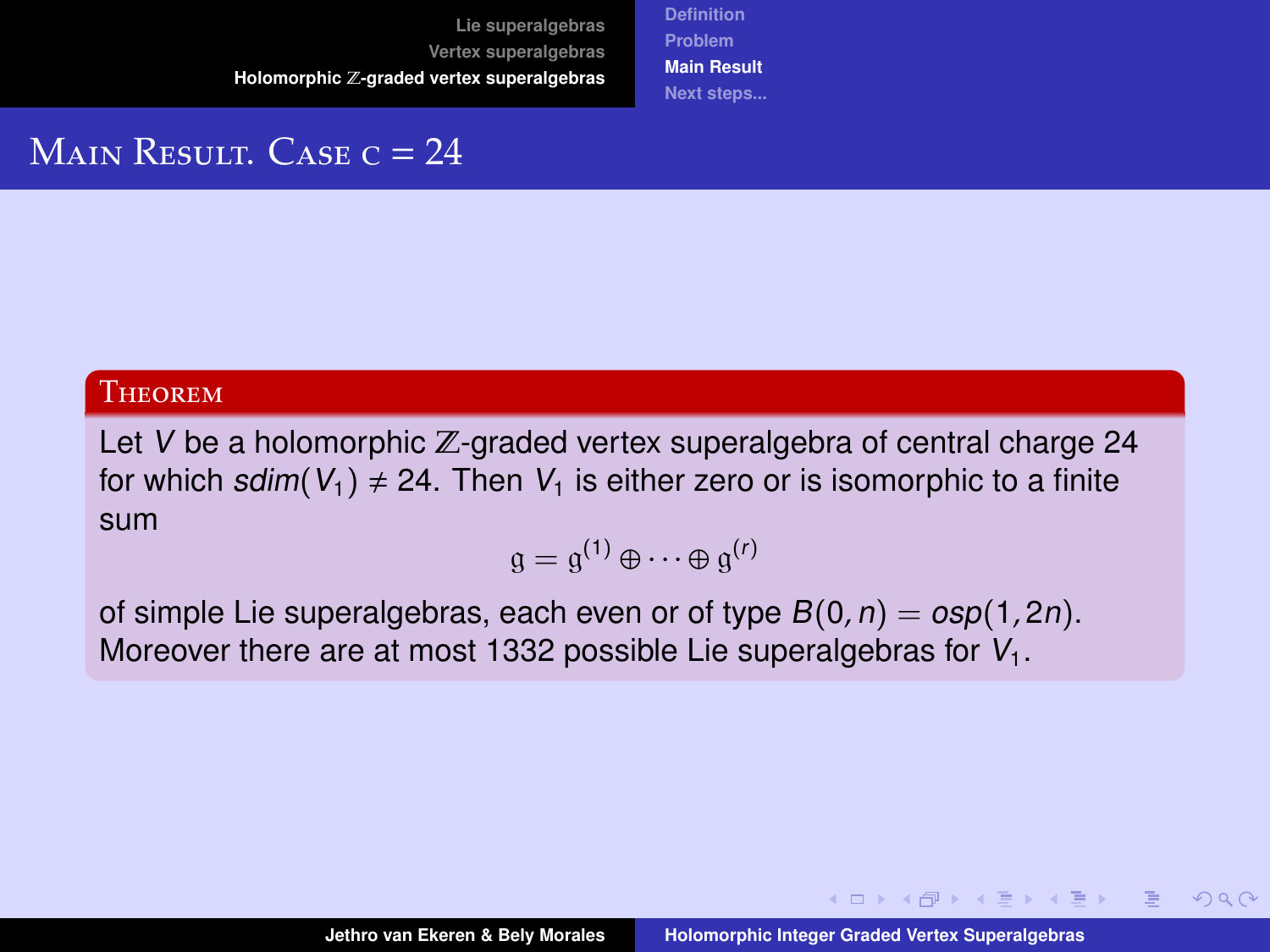# Main Result. Case $c = 24$

**Theorem**

Let $V$ be a holomorphic $\mathbb{Z}$-graded vertex superalgebra of central charge 24 for which $sdim(V_1) \neq 24$. Then $V_1$ is either zero or is isomorphic to a finite sum

$$\mathfrak{g} = \mathfrak{g}^{(1)} \oplus \cdots \oplus \mathfrak{g}^{(r)}$$

of simple Lie superalgebras, each even or of type $B(0, n) = osp(1, 2n)$. Moreover there are at most 1332 possible Lie superalgebras for $V_1$.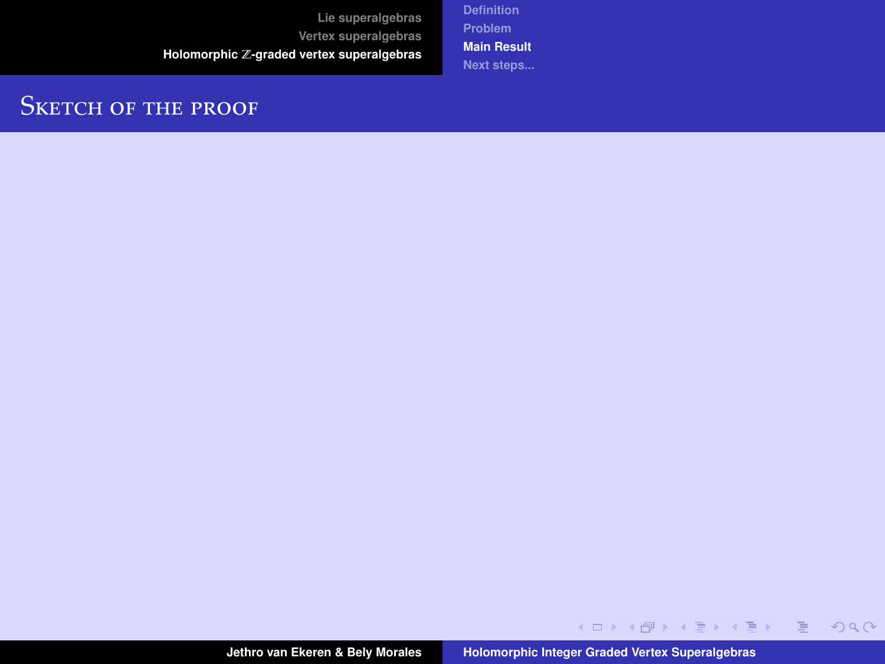## Sketch of the proof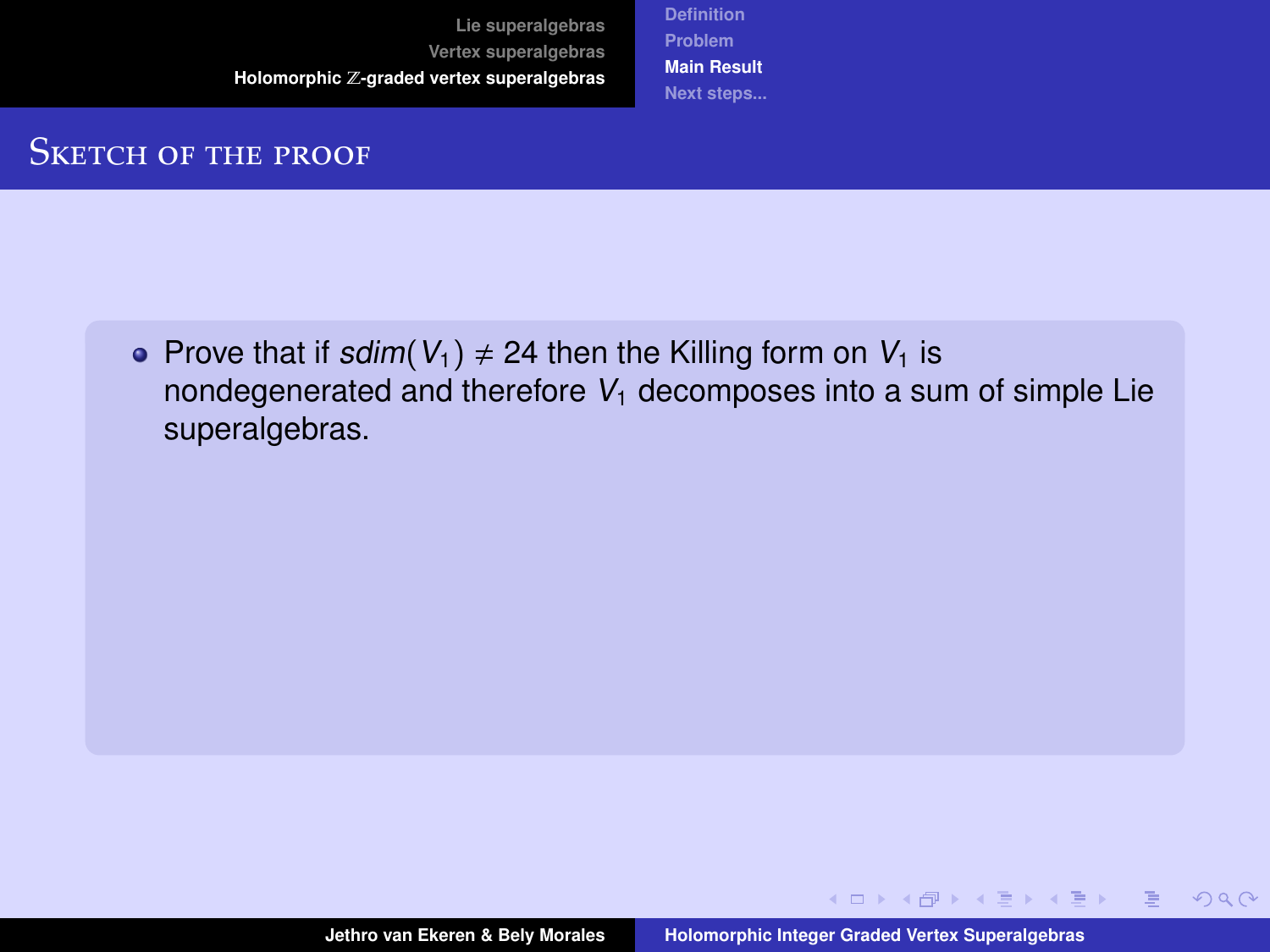# Sketch of the proof

- Prove that if $sdim(V_1) \neq 24$ then the Killing form on $V_1$ is nondegenerated and therefore $V_1$ decomposes into a sum of simple Lie superalgebras.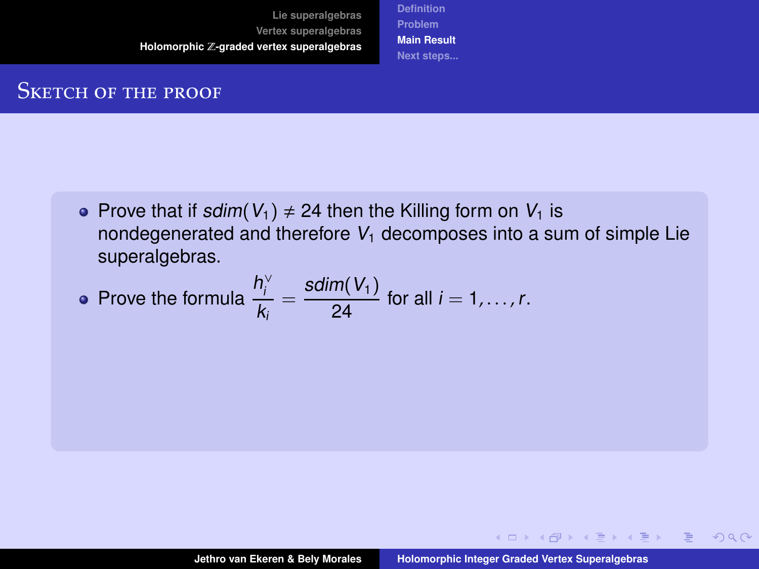# Sketch of the proof

- Prove that if $sdim(V_1) \neq 24$ then the Killing form on $V_1$ is nondegenerated and therefore $V_1$ decomposes into a sum of simple Lie superalgebras.
- Prove the formula $\dfrac{h_i^\vee}{k_i} = \dfrac{sdim(V_1)}{24}$ for all $i = 1, \ldots, r$.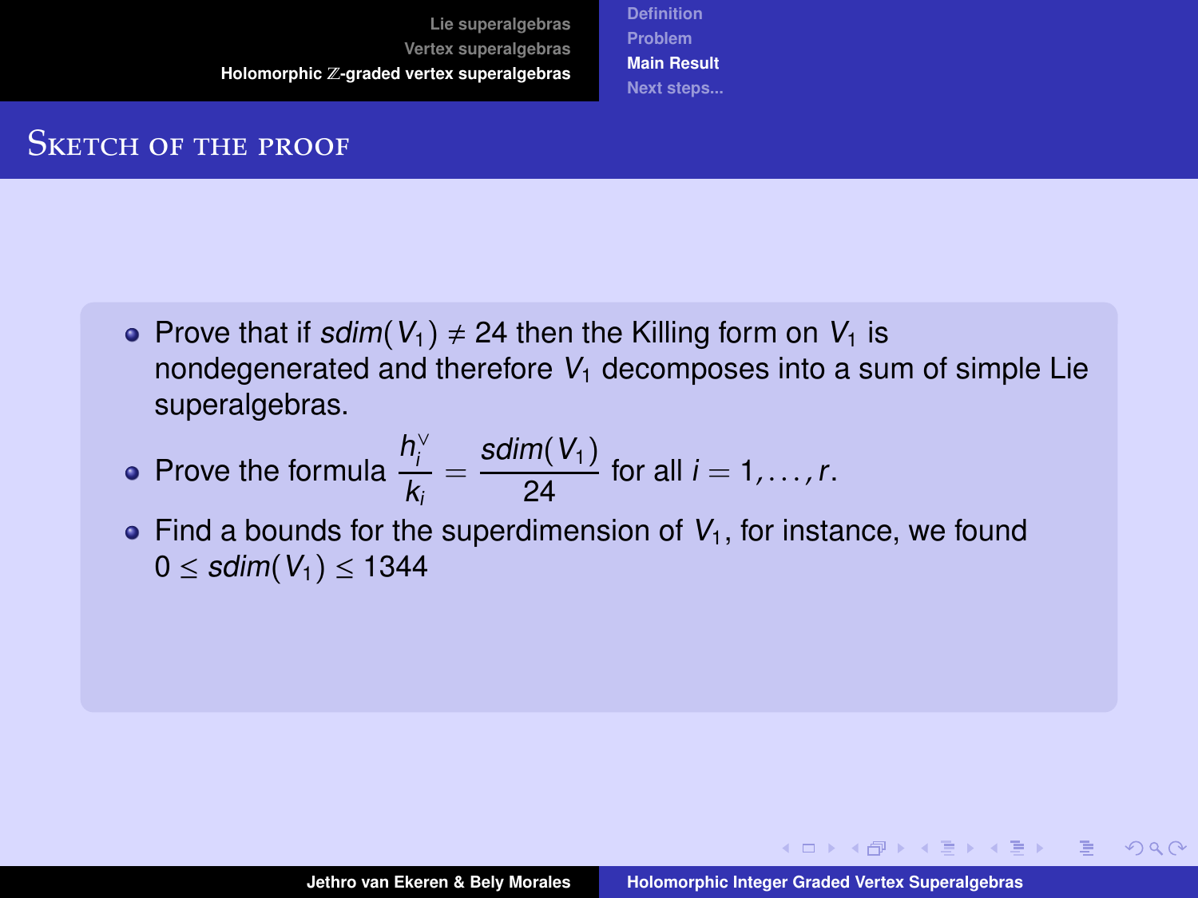# Sketch of the proof

- Prove that if $sdim(V_1) \neq 24$ then the Killing form on $V_1$ is nondegenerated and therefore $V_1$ decomposes into a sum of simple Lie superalgebras.
- Prove the formula $\dfrac{h_i^\vee}{k_i} = \dfrac{sdim(V_1)}{24}$ for all $i = 1, \ldots, r$.
- Find a bounds for the superdimension of $V_1$, for instance, we found $0 \leq sdim(V_1) \leq 1344$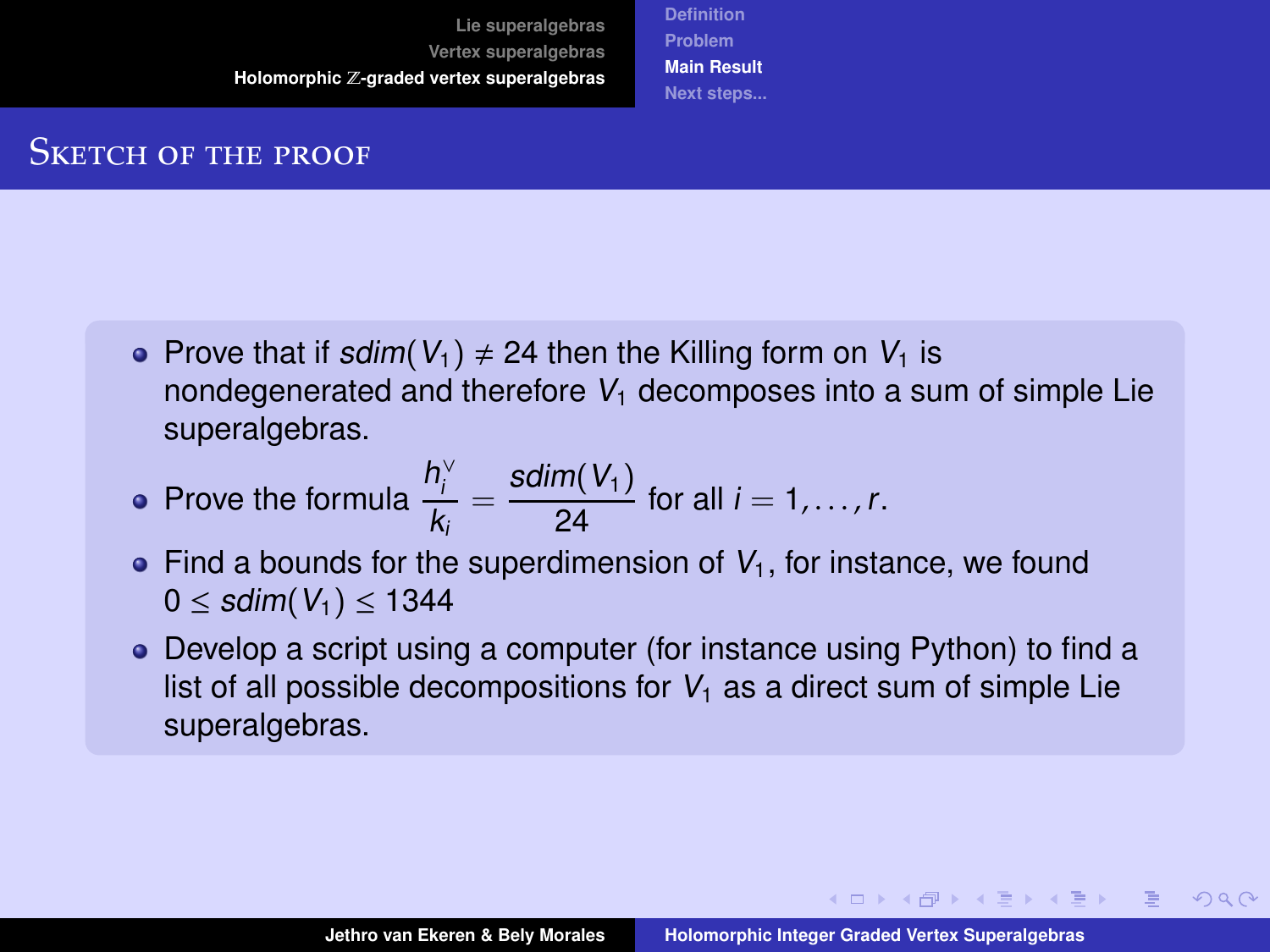## Sketch of the proof

- Prove that if $sdim(V_1) \neq 24$ then the Killing form on $V_1$ is nondegenerated and therefore $V_1$ decomposes into a sum of simple Lie superalgebras.
- Prove the formula $\dfrac{h_i^\vee}{k_i} = \dfrac{sdim(V_1)}{24}$ for all $i = 1, \ldots, r$.
- Find a bounds for the superdimension of $V_1$, for instance, we found $0 \leq sdim(V_1) \leq 1344$
- Develop a script using a computer (for instance using Python) to find a list of all possible decompositions for $V_1$ as a direct sum of simple Lie superalgebras.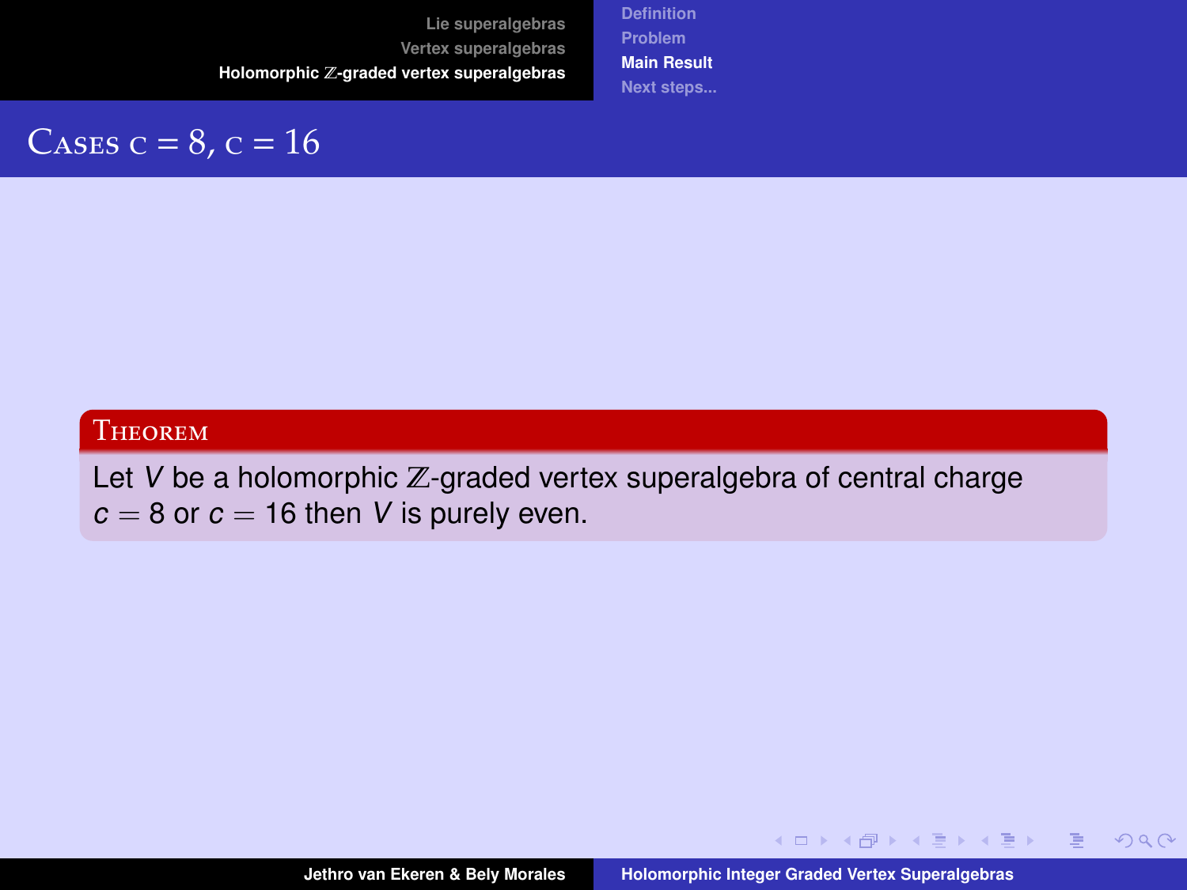## Cases $c = 8$, $c = 16$

**Theorem**

Let $V$ be a holomorphic $\mathbb{Z}$-graded vertex superalgebra of central charge $c = 8$ or $c = 16$ then $V$ is purely even.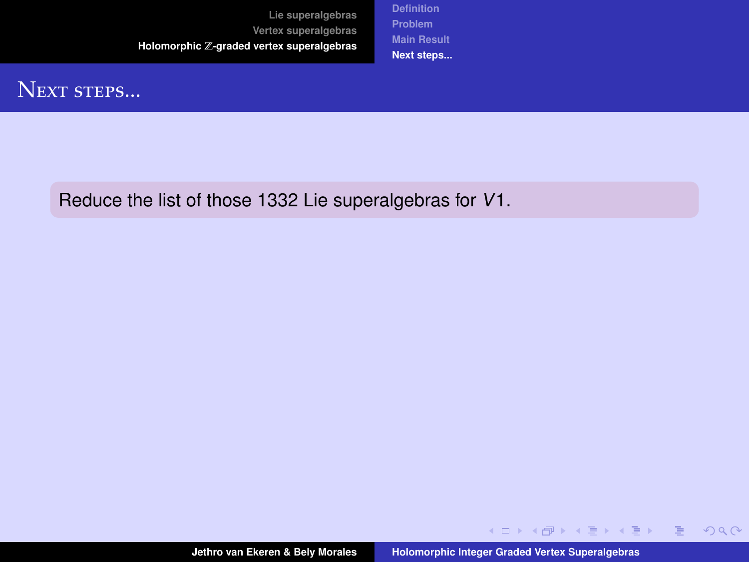## Next steps...

Reduce the list of those 1332 Lie superalgebras for $V1$.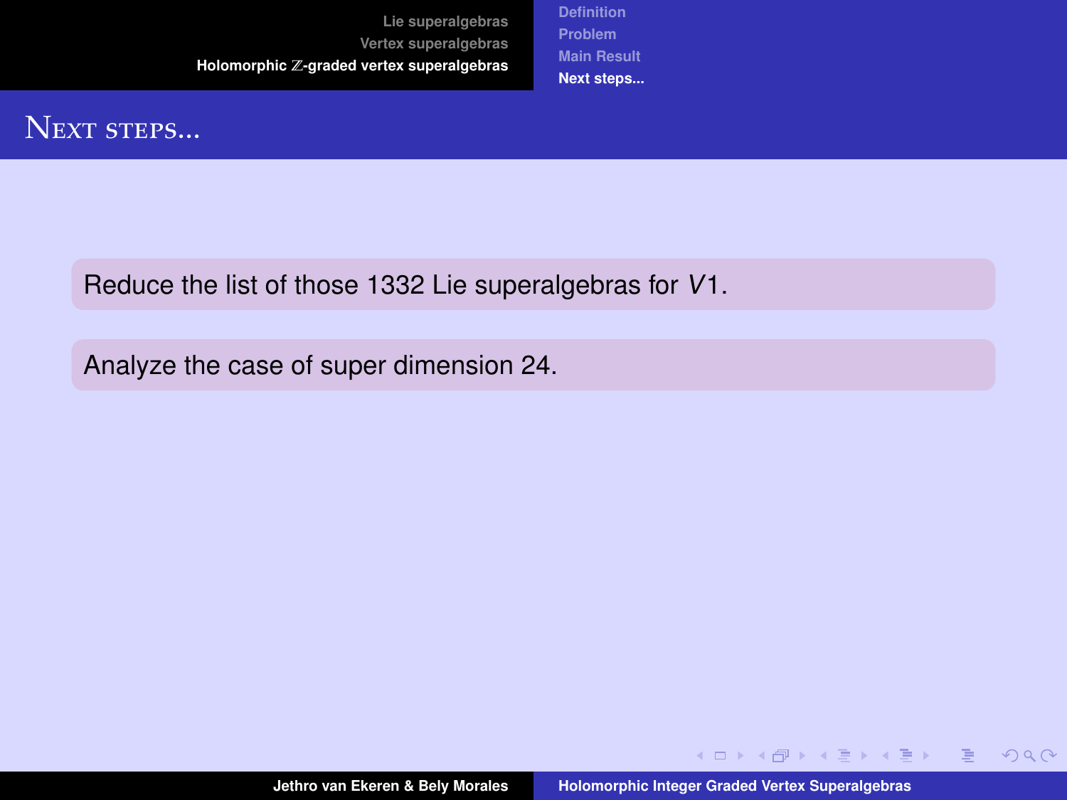# Next steps...

Reduce the list of those 1332 Lie superalgebras for $V1$.

Analyze the case of super dimension 24.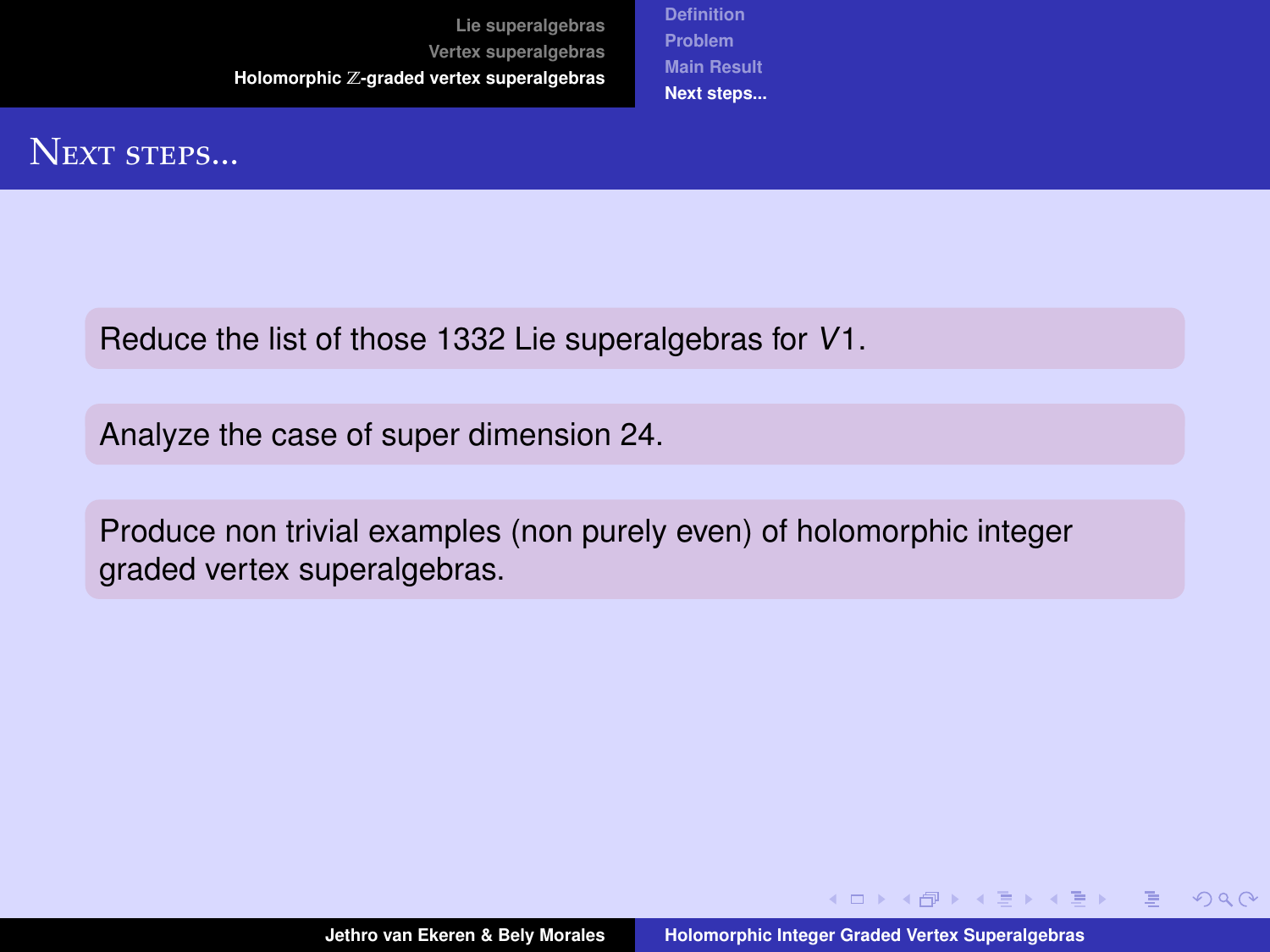# Next steps...

Reduce the list of those 1332 Lie superalgebras for $V1$.

Analyze the case of super dimension 24.

Produce non trivial examples (non purely even) of holomorphic integer graded vertex superalgebras.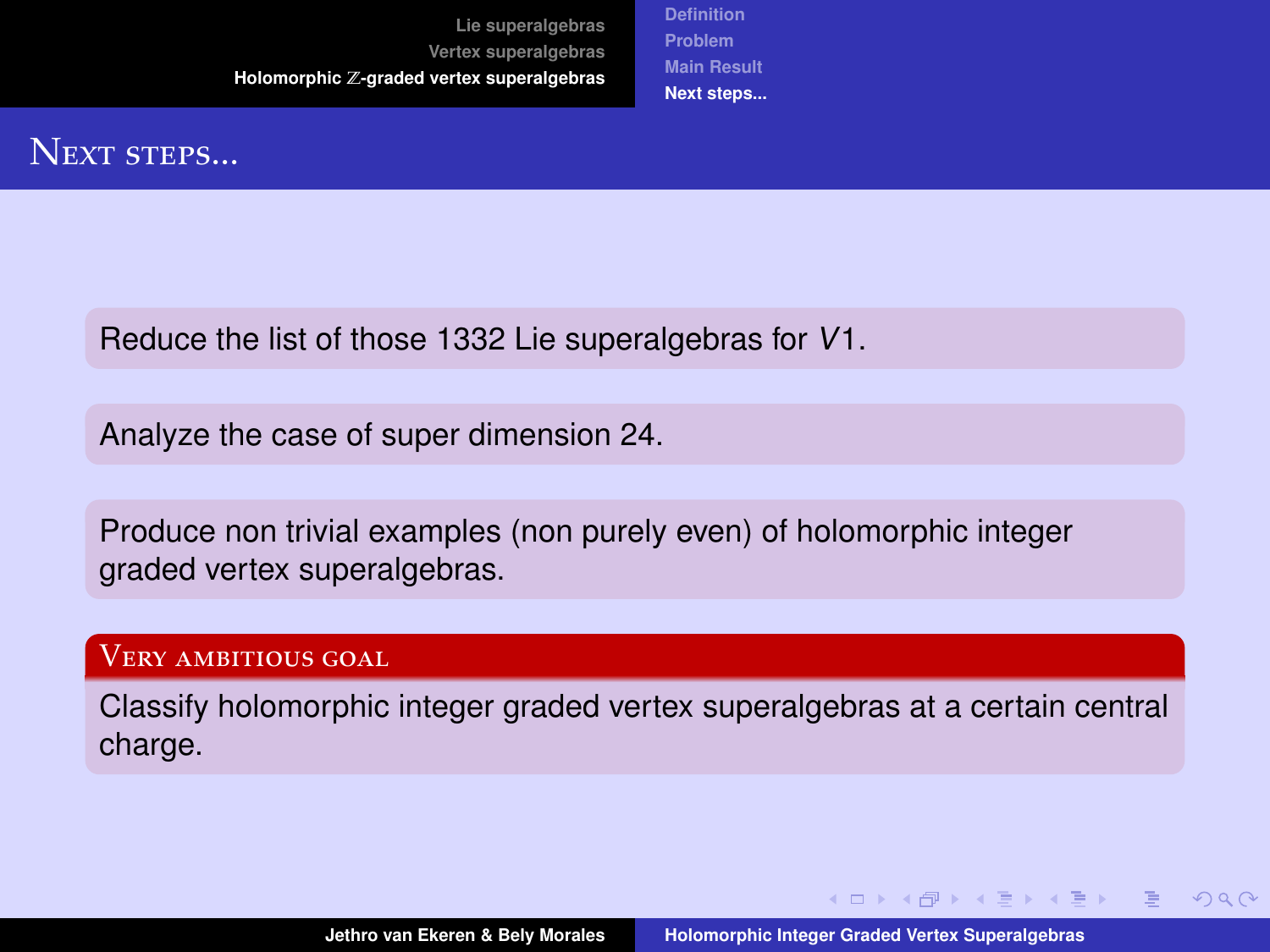## Next steps...

Reduce the list of those 1332 Lie superalgebras for $V1$.

Analyze the case of super dimension 24.

Produce non trivial examples (non purely even) of holomorphic integer graded vertex superalgebras.

### Very ambitious goal

Classify holomorphic integer graded vertex superalgebras at a certain central charge.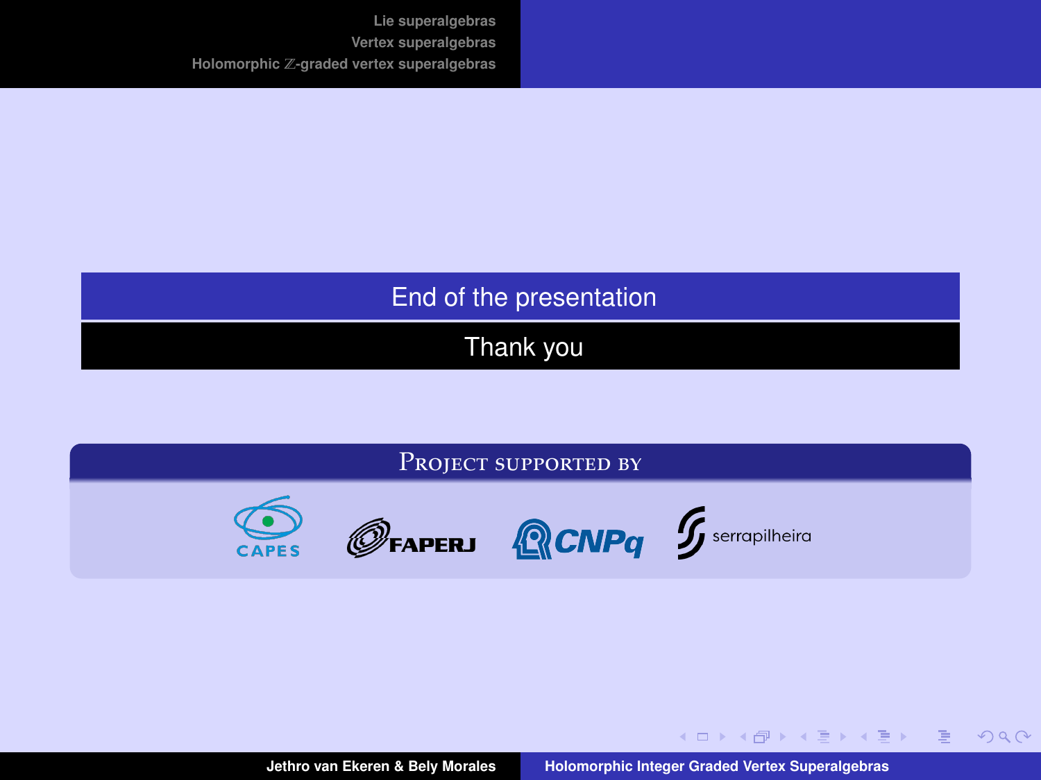## End of the presentation

**Thank you**

### Project supported by

CAPES FAPERJ CNPq serrapilheira